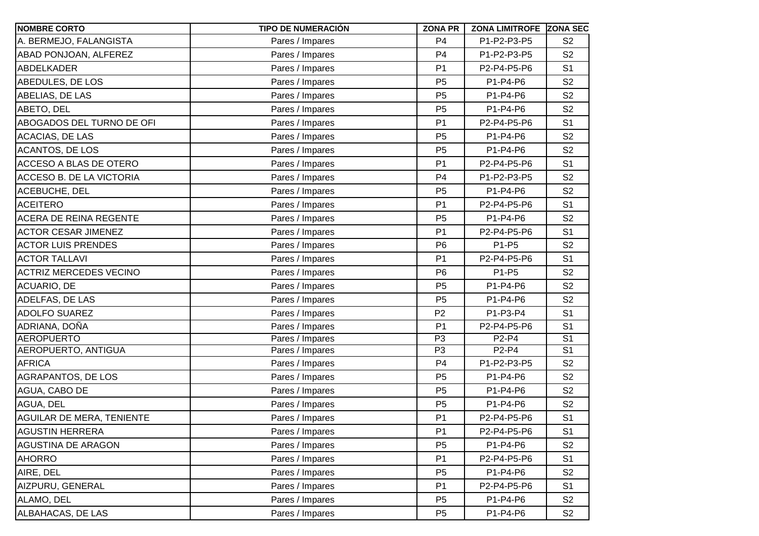| NOMBRE CORTO | TIPO DE NUMERACIÓN | ZONA PR | ZONA LIMITROFE | ZONA SEC |
|---|---|---|---|---|
| A. BERMEJO, FALANGISTA | Pares / Impares | P4 | P1-P2-P3-P5 | S2 |
| ABAD PONJOAN, ALFEREZ | Pares / Impares | P4 | P1-P2-P3-P5 | S2 |
| ABDELKADER | Pares / Impares | P1 | P2-P4-P5-P6 | S1 |
| ABEDULES, DE LOS | Pares / Impares | P5 | P1-P4-P6 | S2 |
| ABELIAS, DE LAS | Pares / Impares | P5 | P1-P4-P6 | S2 |
| ABETO, DEL | Pares / Impares | P5 | P1-P4-P6 | S2 |
| ABOGADOS DEL TURNO DE OFI | Pares / Impares | P1 | P2-P4-P5-P6 | S1 |
| ACACIAS, DE LAS | Pares / Impares | P5 | P1-P4-P6 | S2 |
| ACANTOS, DE LOS | Pares / Impares | P5 | P1-P4-P6 | S2 |
| ACCESO A BLAS DE OTERO | Pares / Impares | P1 | P2-P4-P5-P6 | S1 |
| ACCESO B. DE LA VICTORIA | Pares / Impares | P4 | P1-P2-P3-P5 | S2 |
| ACEBUCHE, DEL | Pares / Impares | P5 | P1-P4-P6 | S2 |
| ACEITERO | Pares / Impares | P1 | P2-P4-P5-P6 | S1 |
| ACERA DE REINA REGENTE | Pares / Impares | P5 | P1-P4-P6 | S2 |
| ACTOR CESAR JIMENEZ | Pares / Impares | P1 | P2-P4-P5-P6 | S1 |
| ACTOR LUIS PRENDES | Pares / Impares | P6 | P1-P5 | S2 |
| ACTOR TALLAVI | Pares / Impares | P1 | P2-P4-P5-P6 | S1 |
| ACTRIZ MERCEDES VECINO | Pares / Impares | P6 | P1-P5 | S2 |
| ACUARIO, DE | Pares / Impares | P5 | P1-P4-P6 | S2 |
| ADELFAS, DE LAS | Pares / Impares | P5 | P1-P4-P6 | S2 |
| ADOLFO SUAREZ | Pares / Impares | P2 | P1-P3-P4 | S1 |
| ADRIANA, DOÑA | Pares / Impares | P1 | P2-P4-P5-P6 | S1 |
| AEROPUERTO | Pares / Impares | P3 | P2-P4 | S1 |
| AEROPUERTO, ANTIGUA | Pares / Impares | P3 | P2-P4 | S1 |
| AFRICA | Pares / Impares | P4 | P1-P2-P3-P5 | S2 |
| AGRAPANTOS, DE LOS | Pares / Impares | P5 | P1-P4-P6 | S2 |
| AGUA, CABO DE | Pares / Impares | P5 | P1-P4-P6 | S2 |
| AGUA, DEL | Pares / Impares | P5 | P1-P4-P6 | S2 |
| AGUILAR DE MERA, TENIENTE | Pares / Impares | P1 | P2-P4-P5-P6 | S1 |
| AGUSTIN HERRERA | Pares / Impares | P1 | P2-P4-P5-P6 | S1 |
| AGUSTINA DE ARAGON | Pares / Impares | P5 | P1-P4-P6 | S2 |
| AHORRO | Pares / Impares | P1 | P2-P4-P5-P6 | S1 |
| AIRE, DEL | Pares / Impares | P5 | P1-P4-P6 | S2 |
| AIZPURU, GENERAL | Pares / Impares | P1 | P2-P4-P5-P6 | S1 |
| ALAMO, DEL | Pares / Impares | P5 | P1-P4-P6 | S2 |
| ALBAHACAS, DE LAS | Pares / Impares | P5 | P1-P4-P6 | S2 |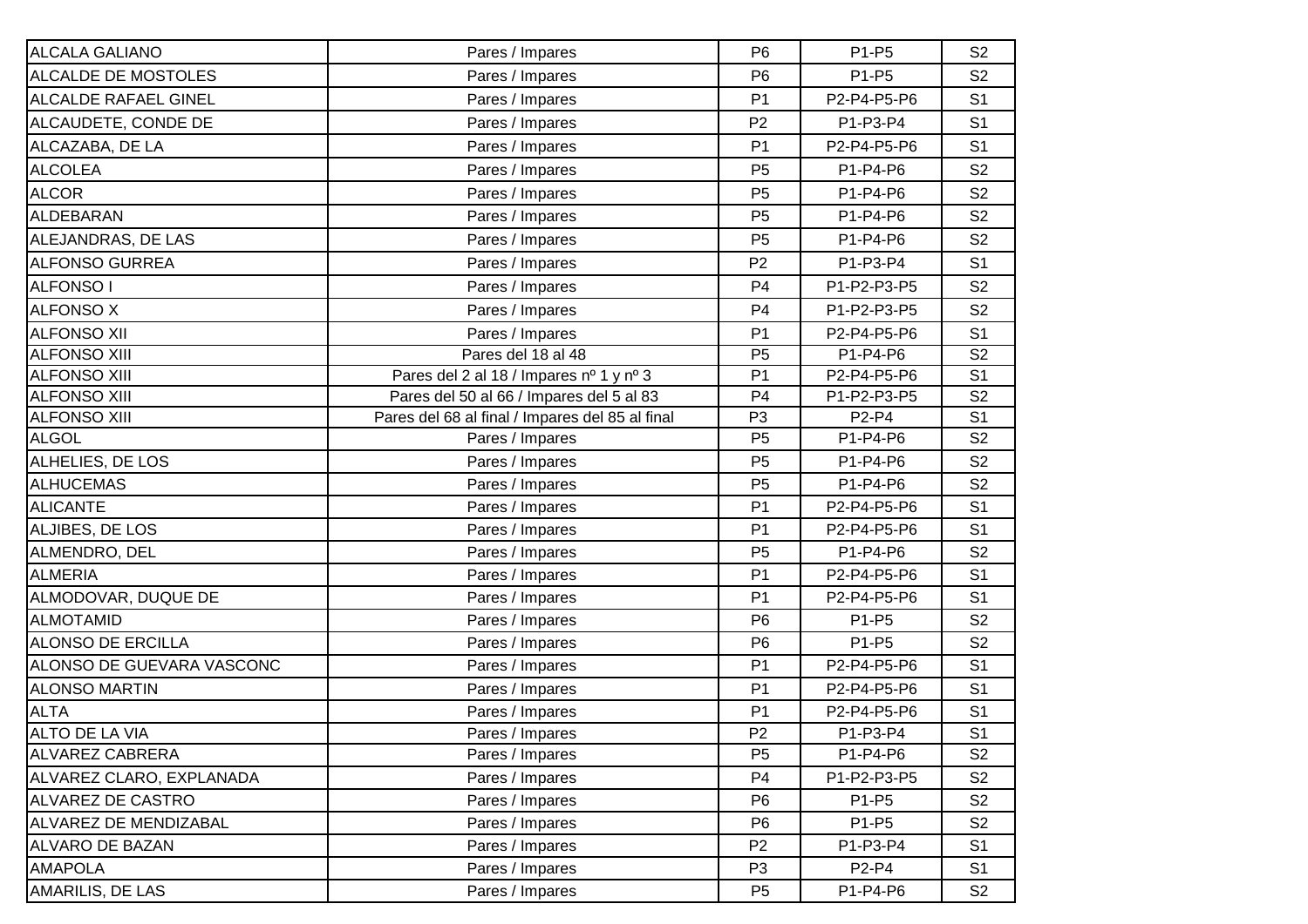| | | | | |
|---|---|---|---|---|
| ALCALA GALIANO | Pares / Impares | P6 | P1-P5 | S2 |
| ALCALDE DE MOSTOLES | Pares / Impares | P6 | P1-P5 | S2 |
| ALCALDE RAFAEL GINEL | Pares / Impares | P1 | P2-P4-P5-P6 | S1 |
| ALCAUDETE, CONDE DE | Pares / Impares | P2 | P1-P3-P4 | S1 |
| ALCAZABA, DE LA | Pares / Impares | P1 | P2-P4-P5-P6 | S1 |
| ALCOLEA | Pares / Impares | P5 | P1-P4-P6 | S2 |
| ALCOR | Pares / Impares | P5 | P1-P4-P6 | S2 |
| ALDEBARAN | Pares / Impares | P5 | P1-P4-P6 | S2 |
| ALEJANDRAS, DE LAS | Pares / Impares | P5 | P1-P4-P6 | S2 |
| ALFONSO GURREA | Pares / Impares | P2 | P1-P3-P4 | S1 |
| ALFONSO I | Pares / Impares | P4 | P1-P2-P3-P5 | S2 |
| ALFONSO X | Pares / Impares | P4 | P1-P2-P3-P5 | S2 |
| ALFONSO XII | Pares / Impares | P1 | P2-P4-P5-P6 | S1 |
| ALFONSO XIII | Pares del 18 al 48 | P5 | P1-P4-P6 | S2 |
| ALFONSO XIII | Pares del 2 al 18 / Impares nº 1 y nº 3 | P1 | P2-P4-P5-P6 | S1 |
| ALFONSO XIII | Pares del 50 al 66 / Impares del 5 al 83 | P4 | P1-P2-P3-P5 | S2 |
| ALFONSO XIII | Pares del 68 al final / Impares del 85 al final | P3 | P2-P4 | S1 |
| ALGOL | Pares / Impares | P5 | P1-P4-P6 | S2 |
| ALHELIES, DE LOS | Pares / Impares | P5 | P1-P4-P6 | S2 |
| ALHUCEMAS | Pares / Impares | P5 | P1-P4-P6 | S2 |
| ALICANTE | Pares / Impares | P1 | P2-P4-P5-P6 | S1 |
| ALJIBES, DE LOS | Pares / Impares | P1 | P2-P4-P5-P6 | S1 |
| ALMENDRO, DEL | Pares / Impares | P5 | P1-P4-P6 | S2 |
| ALMERIA | Pares / Impares | P1 | P2-P4-P5-P6 | S1 |
| ALMODOVAR, DUQUE DE | Pares / Impares | P1 | P2-P4-P5-P6 | S1 |
| ALMOTAMID | Pares / Impares | P6 | P1-P5 | S2 |
| ALONSO DE ERCILLA | Pares / Impares | P6 | P1-P5 | S2 |
| ALONSO DE GUEVARA VASCONC | Pares / Impares | P1 | P2-P4-P5-P6 | S1 |
| ALONSO MARTIN | Pares / Impares | P1 | P2-P4-P5-P6 | S1 |
| ALTA | Pares / Impares | P1 | P2-P4-P5-P6 | S1 |
| ALTO DE LA VIA | Pares / Impares | P2 | P1-P3-P4 | S1 |
| ALVAREZ CABRERA | Pares / Impares | P5 | P1-P4-P6 | S2 |
| ALVAREZ CLARO, EXPLANADA | Pares / Impares | P4 | P1-P2-P3-P5 | S2 |
| ALVAREZ DE CASTRO | Pares / Impares | P6 | P1-P5 | S2 |
| ALVAREZ DE MENDIZABAL | Pares / Impares | P6 | P1-P5 | S2 |
| ALVARO DE BAZAN | Pares / Impares | P2 | P1-P3-P4 | S1 |
| AMAPOLA | Pares / Impares | P3 | P2-P4 | S1 |
| AMARILIS, DE LAS | Pares / Impares | P5 | P1-P4-P6 | S2 |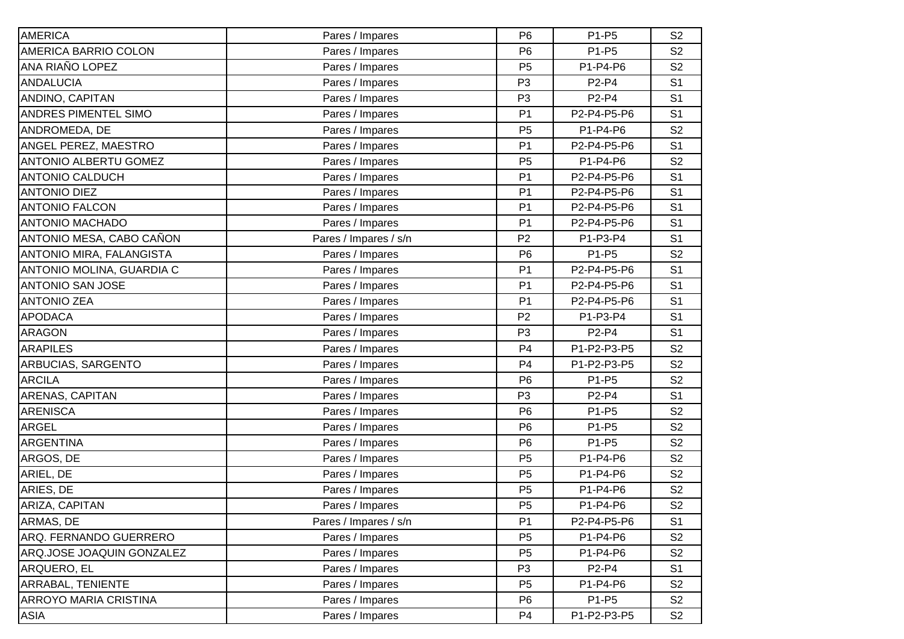| | | | | |
|---|---|---|---|---|
| AMERICA | Pares / Impares | P6 | P1-P5 | S2 |
| AMERICA BARRIO COLON | Pares / Impares | P6 | P1-P5 | S2 |
| ANA RIAÑO LOPEZ | Pares / Impares | P5 | P1-P4-P6 | S2 |
| ANDALUCIA | Pares / Impares | P3 | P2-P4 | S1 |
| ANDINO, CAPITAN | Pares / Impares | P3 | P2-P4 | S1 |
| ANDRES PIMENTEL SIMO | Pares / Impares | P1 | P2-P4-P5-P6 | S1 |
| ANDROMEDA, DE | Pares / Impares | P5 | P1-P4-P6 | S2 |
| ANGEL PEREZ, MAESTRO | Pares / Impares | P1 | P2-P4-P5-P6 | S1 |
| ANTONIO ALBERTU GOMEZ | Pares / Impares | P5 | P1-P4-P6 | S2 |
| ANTONIO CALDUCH | Pares / Impares | P1 | P2-P4-P5-P6 | S1 |
| ANTONIO DIEZ | Pares / Impares | P1 | P2-P4-P5-P6 | S1 |
| ANTONIO FALCON | Pares / Impares | P1 | P2-P4-P5-P6 | S1 |
| ANTONIO MACHADO | Pares / Impares | P1 | P2-P4-P5-P6 | S1 |
| ANTONIO MESA, CABO CAÑON | Pares / Impares / s/n | P2 | P1-P3-P4 | S1 |
| ANTONIO MIRA, FALANGISTA | Pares / Impares | P6 | P1-P5 | S2 |
| ANTONIO MOLINA, GUARDIA C | Pares / Impares | P1 | P2-P4-P5-P6 | S1 |
| ANTONIO SAN JOSE | Pares / Impares | P1 | P2-P4-P5-P6 | S1 |
| ANTONIO ZEA | Pares / Impares | P1 | P2-P4-P5-P6 | S1 |
| APODACA | Pares / Impares | P2 | P1-P3-P4 | S1 |
| ARAGON | Pares / Impares | P3 | P2-P4 | S1 |
| ARAPILES | Pares / Impares | P4 | P1-P2-P3-P5 | S2 |
| ARBUCIAS, SARGENTO | Pares / Impares | P4 | P1-P2-P3-P5 | S2 |
| ARCILA | Pares / Impares | P6 | P1-P5 | S2 |
| ARENAS, CAPITAN | Pares / Impares | P3 | P2-P4 | S1 |
| ARENISCA | Pares / Impares | P6 | P1-P5 | S2 |
| ARGEL | Pares / Impares | P6 | P1-P5 | S2 |
| ARGENTINA | Pares / Impares | P6 | P1-P5 | S2 |
| ARGOS, DE | Pares / Impares | P5 | P1-P4-P6 | S2 |
| ARIEL, DE | Pares / Impares | P5 | P1-P4-P6 | S2 |
| ARIES, DE | Pares / Impares | P5 | P1-P4-P6 | S2 |
| ARIZA, CAPITAN | Pares / Impares | P5 | P1-P4-P6 | S2 |
| ARMAS, DE | Pares / Impares / s/n | P1 | P2-P4-P5-P6 | S1 |
| ARQ. FERNANDO GUERRERO | Pares / Impares | P5 | P1-P4-P6 | S2 |
| ARQ.JOSE JOAQUIN GONZALEZ | Pares / Impares | P5 | P1-P4-P6 | S2 |
| ARQUERO, EL | Pares / Impares | P3 | P2-P4 | S1 |
| ARRABAL, TENIENTE | Pares / Impares | P5 | P1-P4-P6 | S2 |
| ARROYO MARIA CRISTINA | Pares / Impares | P6 | P1-P5 | S2 |
| ASIA | Pares / Impares | P4 | P1-P2-P3-P5 | S2 |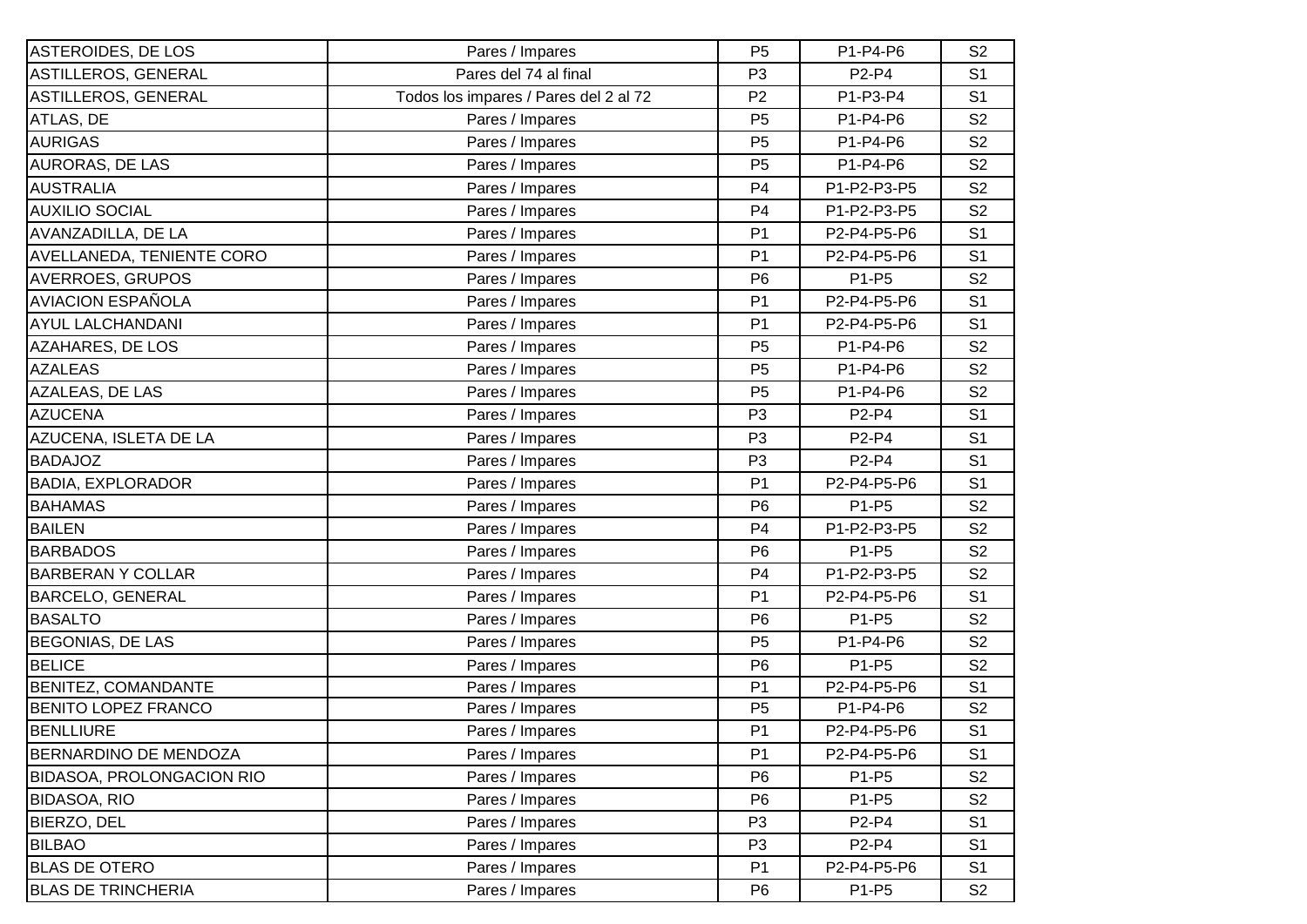| | | | | |
|---|---|---|---|---|
| ASTEROIDES, DE LOS | Pares / Impares | P5 | P1-P4-P6 | S2 |
| ASTILLEROS, GENERAL | Pares del 74 al final | P3 | P2-P4 | S1 |
| ASTILLEROS, GENERAL | Todos los impares / Pares del 2 al 72 | P2 | P1-P3-P4 | S1 |
| ATLAS, DE | Pares / Impares | P5 | P1-P4-P6 | S2 |
| AURIGAS | Pares / Impares | P5 | P1-P4-P6 | S2 |
| AURORAS, DE LAS | Pares / Impares | P5 | P1-P4-P6 | S2 |
| AUSTRALIA | Pares / Impares | P4 | P1-P2-P3-P5 | S2 |
| AUXILIO SOCIAL | Pares / Impares | P4 | P1-P2-P3-P5 | S2 |
| AVANZADILLA, DE LA | Pares / Impares | P1 | P2-P4-P5-P6 | S1 |
| AVELLANEDA, TENIENTE CORO | Pares / Impares | P1 | P2-P4-P5-P6 | S1 |
| AVERROES, GRUPOS | Pares / Impares | P6 | P1-P5 | S2 |
| AVIACION ESPAÑOLA | Pares / Impares | P1 | P2-P4-P5-P6 | S1 |
| AYUL LALCHANDANI | Pares / Impares | P1 | P2-P4-P5-P6 | S1 |
| AZAHARES, DE LOS | Pares / Impares | P5 | P1-P4-P6 | S2 |
| AZALEAS | Pares / Impares | P5 | P1-P4-P6 | S2 |
| AZALEAS, DE LAS | Pares / Impares | P5 | P1-P4-P6 | S2 |
| AZUCENA | Pares / Impares | P3 | P2-P4 | S1 |
| AZUCENA, ISLETA DE LA | Pares / Impares | P3 | P2-P4 | S1 |
| BADAJOZ | Pares / Impares | P3 | P2-P4 | S1 |
| BADIA, EXPLORADOR | Pares / Impares | P1 | P2-P4-P5-P6 | S1 |
| BAHAMAS | Pares / Impares | P6 | P1-P5 | S2 |
| BAILEN | Pares / Impares | P4 | P1-P2-P3-P5 | S2 |
| BARBADOS | Pares / Impares | P6 | P1-P5 | S2 |
| BARBERAN Y COLLAR | Pares / Impares | P4 | P1-P2-P3-P5 | S2 |
| BARCELO, GENERAL | Pares / Impares | P1 | P2-P4-P5-P6 | S1 |
| BASALTO | Pares / Impares | P6 | P1-P5 | S2 |
| BEGONIAS, DE LAS | Pares / Impares | P5 | P1-P4-P6 | S2 |
| BELICE | Pares / Impares | P6 | P1-P5 | S2 |
| BENITEZ, COMANDANTE | Pares / Impares | P1 | P2-P4-P5-P6 | S1 |
| BENITO LOPEZ FRANCO | Pares / Impares | P5 | P1-P4-P6 | S2 |
| BENLLIURE | Pares / Impares | P1 | P2-P4-P5-P6 | S1 |
| BERNARDINO DE MENDOZA | Pares / Impares | P1 | P2-P4-P5-P6 | S1 |
| BIDASOA, PROLONGACION RIO | Pares / Impares | P6 | P1-P5 | S2 |
| BIDASOA, RIO | Pares / Impares | P6 | P1-P5 | S2 |
| BIERZO, DEL | Pares / Impares | P3 | P2-P4 | S1 |
| BILBAO | Pares / Impares | P3 | P2-P4 | S1 |
| BLAS DE OTERO | Pares / Impares | P1 | P2-P4-P5-P6 | S1 |
| BLAS DE TRINCHERIA | Pares / Impares | P6 | P1-P5 | S2 |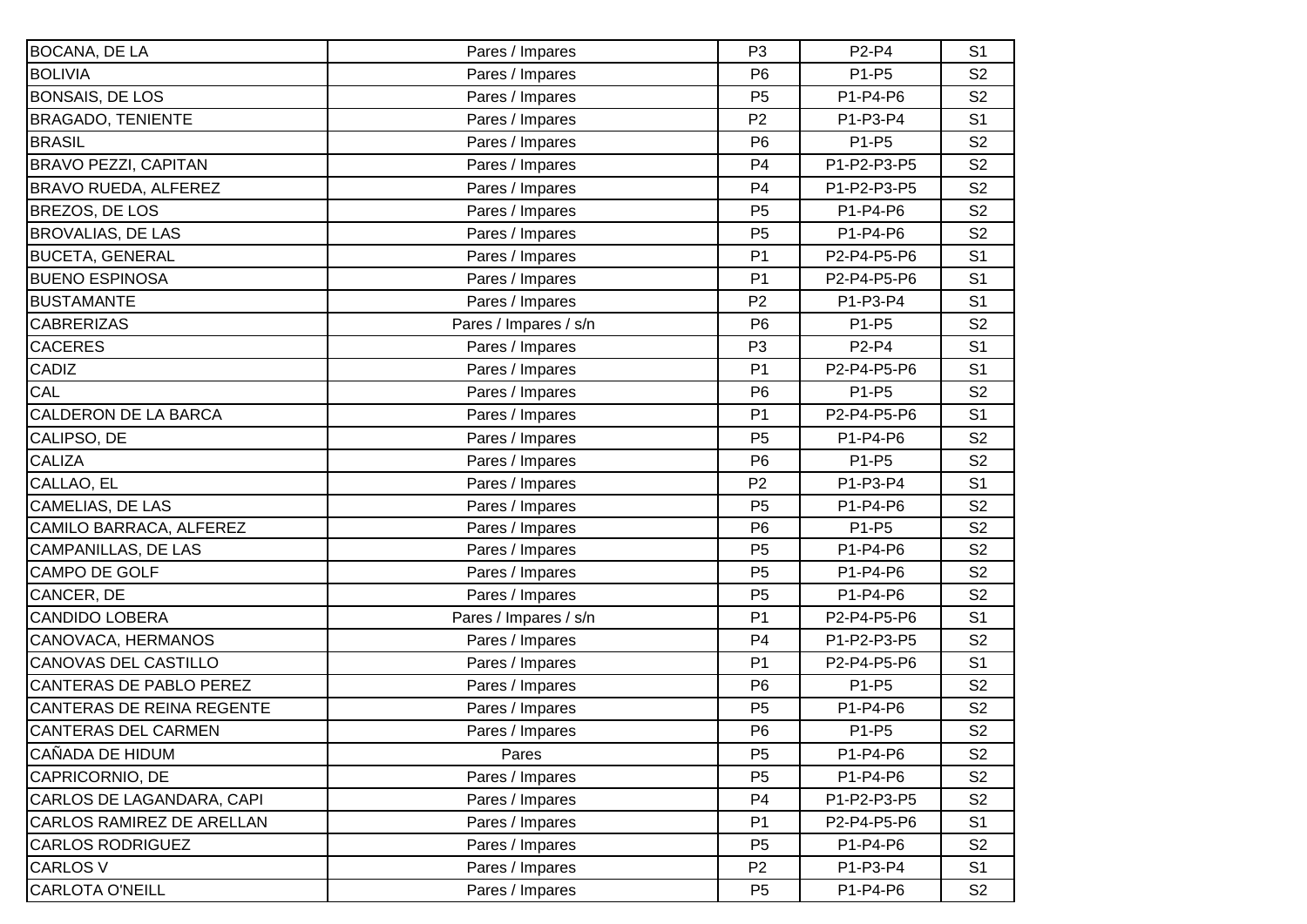| | | | | |
|---|---|---|---|---|
| BOCANA, DE LA | Pares / Impares | P3 | P2-P4 | S1 |
| BOLIVIA | Pares / Impares | P6 | P1-P5 | S2 |
| BONSAIS, DE LOS | Pares / Impares | P5 | P1-P4-P6 | S2 |
| BRAGADO, TENIENTE | Pares / Impares | P2 | P1-P3-P4 | S1 |
| BRASIL | Pares / Impares | P6 | P1-P5 | S2 |
| BRAVO PEZZI, CAPITAN | Pares / Impares | P4 | P1-P2-P3-P5 | S2 |
| BRAVO RUEDA, ALFEREZ | Pares / Impares | P4 | P1-P2-P3-P5 | S2 |
| BREZOS, DE LOS | Pares / Impares | P5 | P1-P4-P6 | S2 |
| BROVALIAS, DE LAS | Pares / Impares | P5 | P1-P4-P6 | S2 |
| BUCETA, GENERAL | Pares / Impares | P1 | P2-P4-P5-P6 | S1 |
| BUENO ESPINOSA | Pares / Impares | P1 | P2-P4-P5-P6 | S1 |
| BUSTAMANTE | Pares / Impares | P2 | P1-P3-P4 | S1 |
| CABRERIZAS | Pares / Impares / s/n | P6 | P1-P5 | S2 |
| CACERES | Pares / Impares | P3 | P2-P4 | S1 |
| CADIZ | Pares / Impares | P1 | P2-P4-P5-P6 | S1 |
| CAL | Pares / Impares | P6 | P1-P5 | S2 |
| CALDERON DE LA BARCA | Pares / Impares | P1 | P2-P4-P5-P6 | S1 |
| CALIPSO, DE | Pares / Impares | P5 | P1-P4-P6 | S2 |
| CALIZA | Pares / Impares | P6 | P1-P5 | S2 |
| CALLAO, EL | Pares / Impares | P2 | P1-P3-P4 | S1 |
| CAMELIAS, DE LAS | Pares / Impares | P5 | P1-P4-P6 | S2 |
| CAMILO BARRACA, ALFEREZ | Pares / Impares | P6 | P1-P5 | S2 |
| CAMPANILLAS, DE LAS | Pares / Impares | P5 | P1-P4-P6 | S2 |
| CAMPO DE GOLF | Pares / Impares | P5 | P1-P4-P6 | S2 |
| CANCER, DE | Pares / Impares | P5 | P1-P4-P6 | S2 |
| CANDIDO LOBERA | Pares / Impares / s/n | P1 | P2-P4-P5-P6 | S1 |
| CANOVACA, HERMANOS | Pares / Impares | P4 | P1-P2-P3-P5 | S2 |
| CANOVAS DEL CASTILLO | Pares / Impares | P1 | P2-P4-P5-P6 | S1 |
| CANTERAS DE PABLO PEREZ | Pares / Impares | P6 | P1-P5 | S2 |
| CANTERAS DE REINA REGENTE | Pares / Impares | P5 | P1-P4-P6 | S2 |
| CANTERAS DEL CARMEN | Pares / Impares | P6 | P1-P5 | S2 |
| CAÑADA DE HIDUM | Pares | P5 | P1-P4-P6 | S2 |
| CAPRICORNIO, DE | Pares / Impares | P5 | P1-P4-P6 | S2 |
| CARLOS DE LAGANDARA, CAPI | Pares / Impares | P4 | P1-P2-P3-P5 | S2 |
| CARLOS RAMIREZ DE ARELLAN | Pares / Impares | P1 | P2-P4-P5-P6 | S1 |
| CARLOS RODRIGUEZ | Pares / Impares | P5 | P1-P4-P6 | S2 |
| CARLOS V | Pares / Impares | P2 | P1-P3-P4 | S1 |
| CARLOTA O'NEILL | Pares / Impares | P5 | P1-P4-P6 | S2 |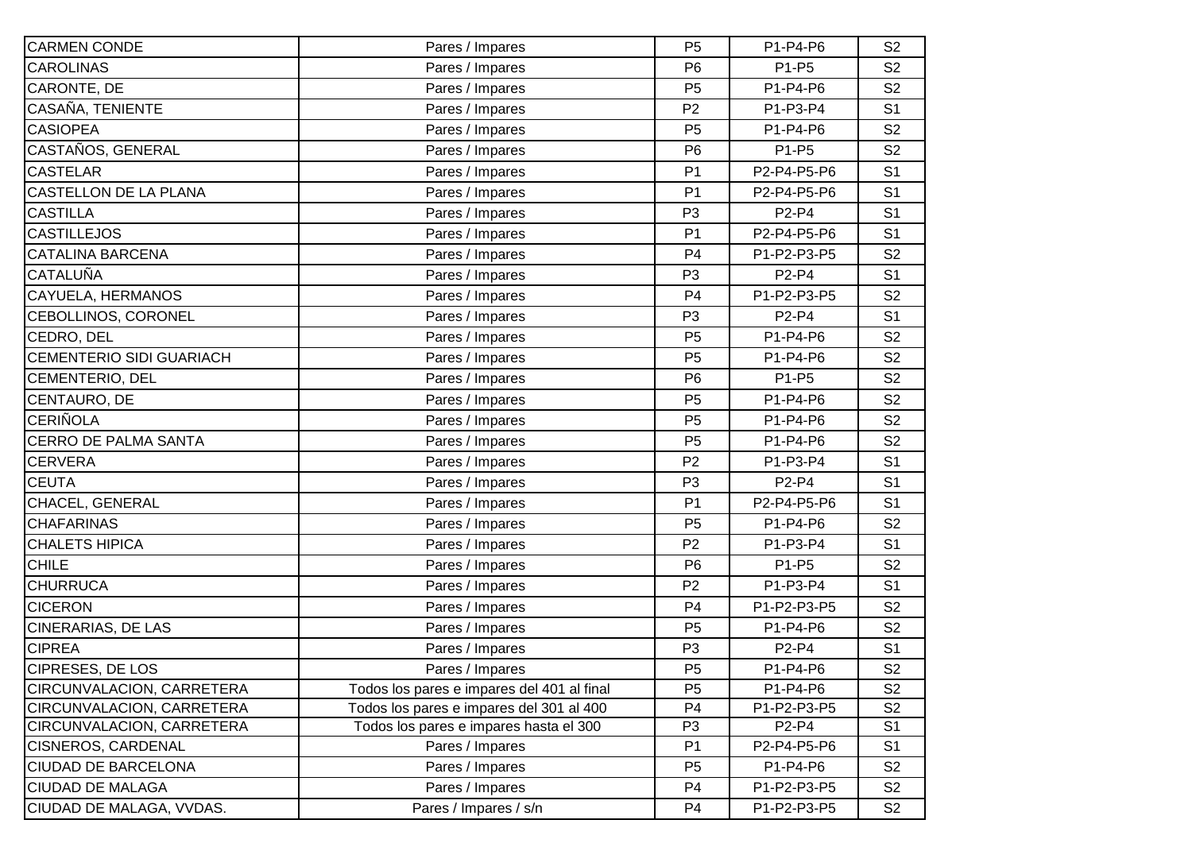| | | | | |
|---|---|---|---|---|
| CARMEN CONDE | Pares / Impares | P5 | P1-P4-P6 | S2 |
| CAROLINAS | Pares / Impares | P6 | P1-P5 | S2 |
| CARONTE, DE | Pares / Impares | P5 | P1-P4-P6 | S2 |
| CASAÑA, TENIENTE | Pares / Impares | P2 | P1-P3-P4 | S1 |
| CASIOPEA | Pares / Impares | P5 | P1-P4-P6 | S2 |
| CASTAÑOS, GENERAL | Pares / Impares | P6 | P1-P5 | S2 |
| CASTELAR | Pares / Impares | P1 | P2-P4-P5-P6 | S1 |
| CASTELLON DE LA PLANA | Pares / Impares | P1 | P2-P4-P5-P6 | S1 |
| CASTILLA | Pares / Impares | P3 | P2-P4 | S1 |
| CASTILLEJOS | Pares / Impares | P1 | P2-P4-P5-P6 | S1 |
| CATALINA BARCENA | Pares / Impares | P4 | P1-P2-P3-P5 | S2 |
| CATALUÑA | Pares / Impares | P3 | P2-P4 | S1 |
| CAYUELA, HERMANOS | Pares / Impares | P4 | P1-P2-P3-P5 | S2 |
| CEBOLLINOS, CORONEL | Pares / Impares | P3 | P2-P4 | S1 |
| CEDRO, DEL | Pares / Impares | P5 | P1-P4-P6 | S2 |
| CEMENTERIO SIDI GUARIACH | Pares / Impares | P5 | P1-P4-P6 | S2 |
| CEMENTERIO, DEL | Pares / Impares | P6 | P1-P5 | S2 |
| CENTAURO, DE | Pares / Impares | P5 | P1-P4-P6 | S2 |
| CERIÑOLA | Pares / Impares | P5 | P1-P4-P6 | S2 |
| CERRO DE PALMA SANTA | Pares / Impares | P5 | P1-P4-P6 | S2 |
| CERVERA | Pares / Impares | P2 | P1-P3-P4 | S1 |
| CEUTA | Pares / Impares | P3 | P2-P4 | S1 |
| CHACEL, GENERAL | Pares / Impares | P1 | P2-P4-P5-P6 | S1 |
| CHAFARINAS | Pares / Impares | P5 | P1-P4-P6 | S2 |
| CHALETS HIPICA | Pares / Impares | P2 | P1-P3-P4 | S1 |
| CHILE | Pares / Impares | P6 | P1-P5 | S2 |
| CHURRUCA | Pares / Impares | P2 | P1-P3-P4 | S1 |
| CICERON | Pares / Impares | P4 | P1-P2-P3-P5 | S2 |
| CINERARIAS, DE LAS | Pares / Impares | P5 | P1-P4-P6 | S2 |
| CIPREA | Pares / Impares | P3 | P2-P4 | S1 |
| CIPRESES, DE LOS | Pares / Impares | P5 | P1-P4-P6 | S2 |
| CIRCUNVALACION, CARRETERA | Todos los pares e impares del 401 al final | P5 | P1-P4-P6 | S2 |
| CIRCUNVALACION, CARRETERA | Todos los pares e impares del 301 al 400 | P4 | P1-P2-P3-P5 | S2 |
| CIRCUNVALACION, CARRETERA | Todos los pares e impares hasta el 300 | P3 | P2-P4 | S1 |
| CISNEROS, CARDENAL | Pares / Impares | P1 | P2-P4-P5-P6 | S1 |
| CIUDAD DE BARCELONA | Pares / Impares | P5 | P1-P4-P6 | S2 |
| CIUDAD DE MALAGA | Pares / Impares | P4 | P1-P2-P3-P5 | S2 |
| CIUDAD DE MALAGA, VVDAS. | Pares / Impares / s/n | P4 | P1-P2-P3-P5 | S2 |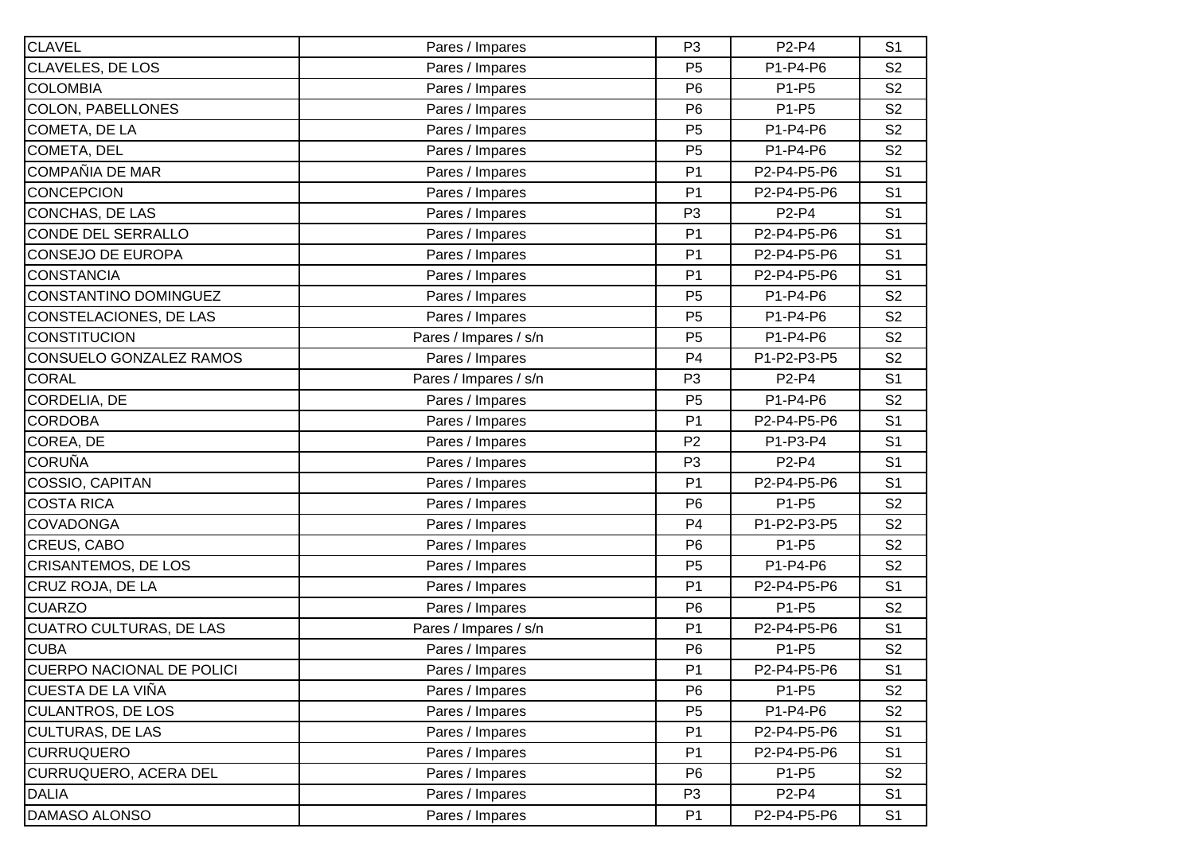| | | | | |
|---|---|---|---|---|
| CLAVEL | Pares / Impares | P3 | P2-P4 | S1 |
| CLAVELES, DE LOS | Pares / Impares | P5 | P1-P4-P6 | S2 |
| COLOMBIA | Pares / Impares | P6 | P1-P5 | S2 |
| COLON, PABELLONES | Pares / Impares | P6 | P1-P5 | S2 |
| COMETA, DE LA | Pares / Impares | P5 | P1-P4-P6 | S2 |
| COMETA, DEL | Pares / Impares | P5 | P1-P4-P6 | S2 |
| COMPAÑIA DE MAR | Pares / Impares | P1 | P2-P4-P5-P6 | S1 |
| CONCEPCION | Pares / Impares | P1 | P2-P4-P5-P6 | S1 |
| CONCHAS, DE LAS | Pares / Impares | P3 | P2-P4 | S1 |
| CONDE DEL SERRALLO | Pares / Impares | P1 | P2-P4-P5-P6 | S1 |
| CONSEJO DE EUROPA | Pares / Impares | P1 | P2-P4-P5-P6 | S1 |
| CONSTANCIA | Pares / Impares | P1 | P2-P4-P5-P6 | S1 |
| CONSTANTINO DOMINGUEZ | Pares / Impares | P5 | P1-P4-P6 | S2 |
| CONSTELACIONES, DE LAS | Pares / Impares | P5 | P1-P4-P6 | S2 |
| CONSTITUCION | Pares / Impares / s/n | P5 | P1-P4-P6 | S2 |
| CONSUELO GONZALEZ RAMOS | Pares / Impares | P4 | P1-P2-P3-P5 | S2 |
| CORAL | Pares / Impares / s/n | P3 | P2-P4 | S1 |
| CORDELIA, DE | Pares / Impares | P5 | P1-P4-P6 | S2 |
| CORDOBA | Pares / Impares | P1 | P2-P4-P5-P6 | S1 |
| COREA, DE | Pares / Impares | P2 | P1-P3-P4 | S1 |
| CORUÑA | Pares / Impares | P3 | P2-P4 | S1 |
| COSSIO, CAPITAN | Pares / Impares | P1 | P2-P4-P5-P6 | S1 |
| COSTA RICA | Pares / Impares | P6 | P1-P5 | S2 |
| COVADONGA | Pares / Impares | P4 | P1-P2-P3-P5 | S2 |
| CREUS, CABO | Pares / Impares | P6 | P1-P5 | S2 |
| CRISANTEMOS, DE LOS | Pares / Impares | P5 | P1-P4-P6 | S2 |
| CRUZ ROJA, DE LA | Pares / Impares | P1 | P2-P4-P5-P6 | S1 |
| CUARZO | Pares / Impares | P6 | P1-P5 | S2 |
| CUATRO CULTURAS, DE LAS | Pares / Impares / s/n | P1 | P2-P4-P5-P6 | S1 |
| CUBA | Pares / Impares | P6 | P1-P5 | S2 |
| CUERPO NACIONAL DE POLICI | Pares / Impares | P1 | P2-P4-P5-P6 | S1 |
| CUESTA DE LA VIÑA | Pares / Impares | P6 | P1-P5 | S2 |
| CULANTROS, DE LOS | Pares / Impares | P5 | P1-P4-P6 | S2 |
| CULTURAS, DE LAS | Pares / Impares | P1 | P2-P4-P5-P6 | S1 |
| CURRUQUERO | Pares / Impares | P1 | P2-P4-P5-P6 | S1 |
| CURRUQUERO, ACERA DEL | Pares / Impares | P6 | P1-P5 | S2 |
| DALIA | Pares / Impares | P3 | P2-P4 | S1 |
| DAMASO ALONSO | Pares / Impares | P1 | P2-P4-P5-P6 | S1 |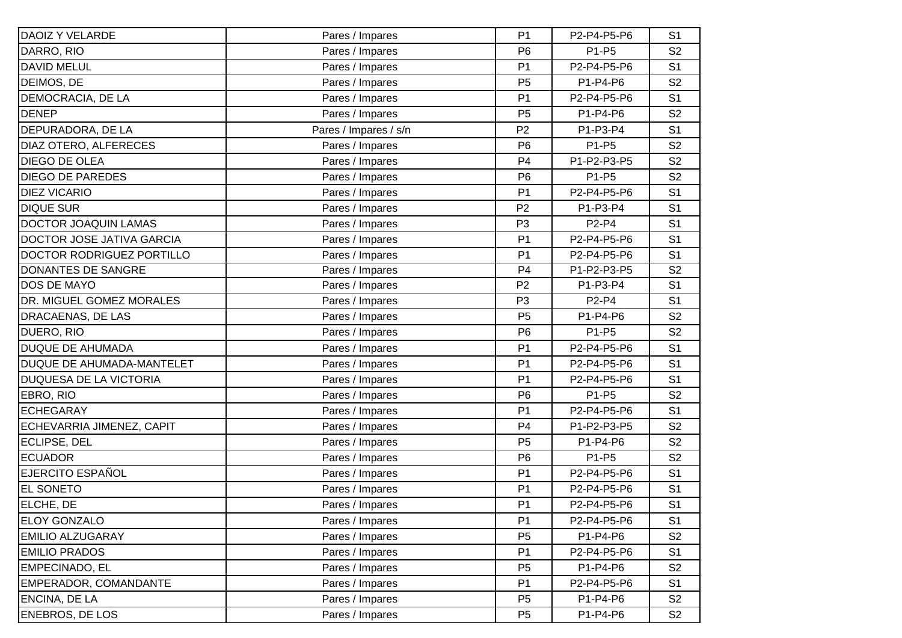| | | | | |
|---|---|---|---|---|
| DAOIZ Y VELARDE | Pares / Impares | P1 | P2-P4-P5-P6 | S1 |
| DARRO, RIO | Pares / Impares | P6 | P1-P5 | S2 |
| DAVID MELUL | Pares / Impares | P1 | P2-P4-P5-P6 | S1 |
| DEIMOS, DE | Pares / Impares | P5 | P1-P4-P6 | S2 |
| DEMOCRACIA, DE LA | Pares / Impares | P1 | P2-P4-P5-P6 | S1 |
| DENEP | Pares / Impares | P5 | P1-P4-P6 | S2 |
| DEPURADORA, DE LA | Pares / Impares / s/n | P2 | P1-P3-P4 | S1 |
| DIAZ OTERO, ALFERECES | Pares / Impares | P6 | P1-P5 | S2 |
| DIEGO DE OLEA | Pares / Impares | P4 | P1-P2-P3-P5 | S2 |
| DIEGO DE PAREDES | Pares / Impares | P6 | P1-P5 | S2 |
| DIEZ VICARIO | Pares / Impares | P1 | P2-P4-P5-P6 | S1 |
| DIQUE SUR | Pares / Impares | P2 | P1-P3-P4 | S1 |
| DOCTOR JOAQUIN LAMAS | Pares / Impares | P3 | P2-P4 | S1 |
| DOCTOR JOSE JATIVA GARCIA | Pares / Impares | P1 | P2-P4-P5-P6 | S1 |
| DOCTOR RODRIGUEZ PORTILLO | Pares / Impares | P1 | P2-P4-P5-P6 | S1 |
| DONANTES DE SANGRE | Pares / Impares | P4 | P1-P2-P3-P5 | S2 |
| DOS DE MAYO | Pares / Impares | P2 | P1-P3-P4 | S1 |
| DR. MIGUEL GOMEZ MORALES | Pares / Impares | P3 | P2-P4 | S1 |
| DRACAENAS, DE LAS | Pares / Impares | P5 | P1-P4-P6 | S2 |
| DUERO, RIO | Pares / Impares | P6 | P1-P5 | S2 |
| DUQUE DE AHUMADA | Pares / Impares | P1 | P2-P4-P5-P6 | S1 |
| DUQUE DE AHUMADA-MANTELET | Pares / Impares | P1 | P2-P4-P5-P6 | S1 |
| DUQUESA DE LA VICTORIA | Pares / Impares | P1 | P2-P4-P5-P6 | S1 |
| EBRO, RIO | Pares / Impares | P6 | P1-P5 | S2 |
| ECHEGARAY | Pares / Impares | P1 | P2-P4-P5-P6 | S1 |
| ECHEVARRIA JIMENEZ, CAPIT | Pares / Impares | P4 | P1-P2-P3-P5 | S2 |
| ECLIPSE, DEL | Pares / Impares | P5 | P1-P4-P6 | S2 |
| ECUADOR | Pares / Impares | P6 | P1-P5 | S2 |
| EJERCITO ESPAÑOL | Pares / Impares | P1 | P2-P4-P5-P6 | S1 |
| EL SONETO | Pares / Impares | P1 | P2-P4-P5-P6 | S1 |
| ELCHE, DE | Pares / Impares | P1 | P2-P4-P5-P6 | S1 |
| ELOY GONZALO | Pares / Impares | P1 | P2-P4-P5-P6 | S1 |
| EMILIO ALZUGARAY | Pares / Impares | P5 | P1-P4-P6 | S2 |
| EMILIO PRADOS | Pares / Impares | P1 | P2-P4-P5-P6 | S1 |
| EMPECINADO, EL | Pares / Impares | P5 | P1-P4-P6 | S2 |
| EMPERADOR, COMANDANTE | Pares / Impares | P1 | P2-P4-P5-P6 | S1 |
| ENCINA, DE LA | Pares / Impares | P5 | P1-P4-P6 | S2 |
| ENEBROS, DE LOS | Pares / Impares | P5 | P1-P4-P6 | S2 |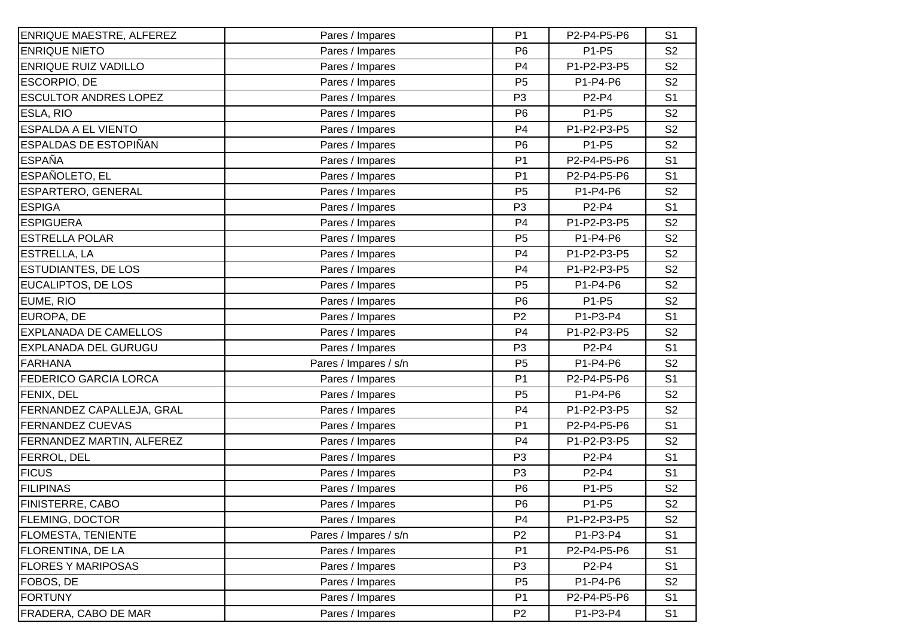| | | | | |
|---|---|---|---|---|
| ENRIQUE MAESTRE, ALFEREZ | Pares / Impares | P1 | P2-P4-P5-P6 | S1 |
| ENRIQUE NIETO | Pares / Impares | P6 | P1-P5 | S2 |
| ENRIQUE RUIZ VADILLO | Pares / Impares | P4 | P1-P2-P3-P5 | S2 |
| ESCORPIO, DE | Pares / Impares | P5 | P1-P4-P6 | S2 |
| ESCULTOR ANDRES LOPEZ | Pares / Impares | P3 | P2-P4 | S1 |
| ESLA, RIO | Pares / Impares | P6 | P1-P5 | S2 |
| ESPALDA A EL VIENTO | Pares / Impares | P4 | P1-P2-P3-P5 | S2 |
| ESPALDAS DE ESTOPIÑAN | Pares / Impares | P6 | P1-P5 | S2 |
| ESPAÑA | Pares / Impares | P1 | P2-P4-P5-P6 | S1 |
| ESPAÑOLETO, EL | Pares / Impares | P1 | P2-P4-P5-P6 | S1 |
| ESPARTERO, GENERAL | Pares / Impares | P5 | P1-P4-P6 | S2 |
| ESPIGA | Pares / Impares | P3 | P2-P4 | S1 |
| ESPIGUERA | Pares / Impares | P4 | P1-P2-P3-P5 | S2 |
| ESTRELLA POLAR | Pares / Impares | P5 | P1-P4-P6 | S2 |
| ESTRELLA, LA | Pares / Impares | P4 | P1-P2-P3-P5 | S2 |
| ESTUDIANTES, DE LOS | Pares / Impares | P4 | P1-P2-P3-P5 | S2 |
| EUCALIPTOS, DE LOS | Pares / Impares | P5 | P1-P4-P6 | S2 |
| EUME, RIO | Pares / Impares | P6 | P1-P5 | S2 |
| EUROPA, DE | Pares / Impares | P2 | P1-P3-P4 | S1 |
| EXPLANADA DE CAMELLOS | Pares / Impares | P4 | P1-P2-P3-P5 | S2 |
| EXPLANADA DEL GURUGU | Pares / Impares | P3 | P2-P4 | S1 |
| FARHANA | Pares / Impares / s/n | P5 | P1-P4-P6 | S2 |
| FEDERICO GARCIA LORCA | Pares / Impares | P1 | P2-P4-P5-P6 | S1 |
| FENIX, DEL | Pares / Impares | P5 | P1-P4-P6 | S2 |
| FERNANDEZ CAPALLEJA, GRAL | Pares / Impares | P4 | P1-P2-P3-P5 | S2 |
| FERNANDEZ CUEVAS | Pares / Impares | P1 | P2-P4-P5-P6 | S1 |
| FERNANDEZ MARTIN, ALFEREZ | Pares / Impares | P4 | P1-P2-P3-P5 | S2 |
| FERROL, DEL | Pares / Impares | P3 | P2-P4 | S1 |
| FICUS | Pares / Impares | P3 | P2-P4 | S1 |
| FILIPINAS | Pares / Impares | P6 | P1-P5 | S2 |
| FINISTERRE, CABO | Pares / Impares | P6 | P1-P5 | S2 |
| FLEMING, DOCTOR | Pares / Impares | P4 | P1-P2-P3-P5 | S2 |
| FLOMESTA, TENIENTE | Pares / Impares / s/n | P2 | P1-P3-P4 | S1 |
| FLORENTINA, DE LA | Pares / Impares | P1 | P2-P4-P5-P6 | S1 |
| FLORES Y MARIPOSAS | Pares / Impares | P3 | P2-P4 | S1 |
| FOBOS, DE | Pares / Impares | P5 | P1-P4-P6 | S2 |
| FORTUNY | Pares / Impares | P1 | P2-P4-P5-P6 | S1 |
| FRADERA, CABO DE MAR | Pares / Impares | P2 | P1-P3-P4 | S1 |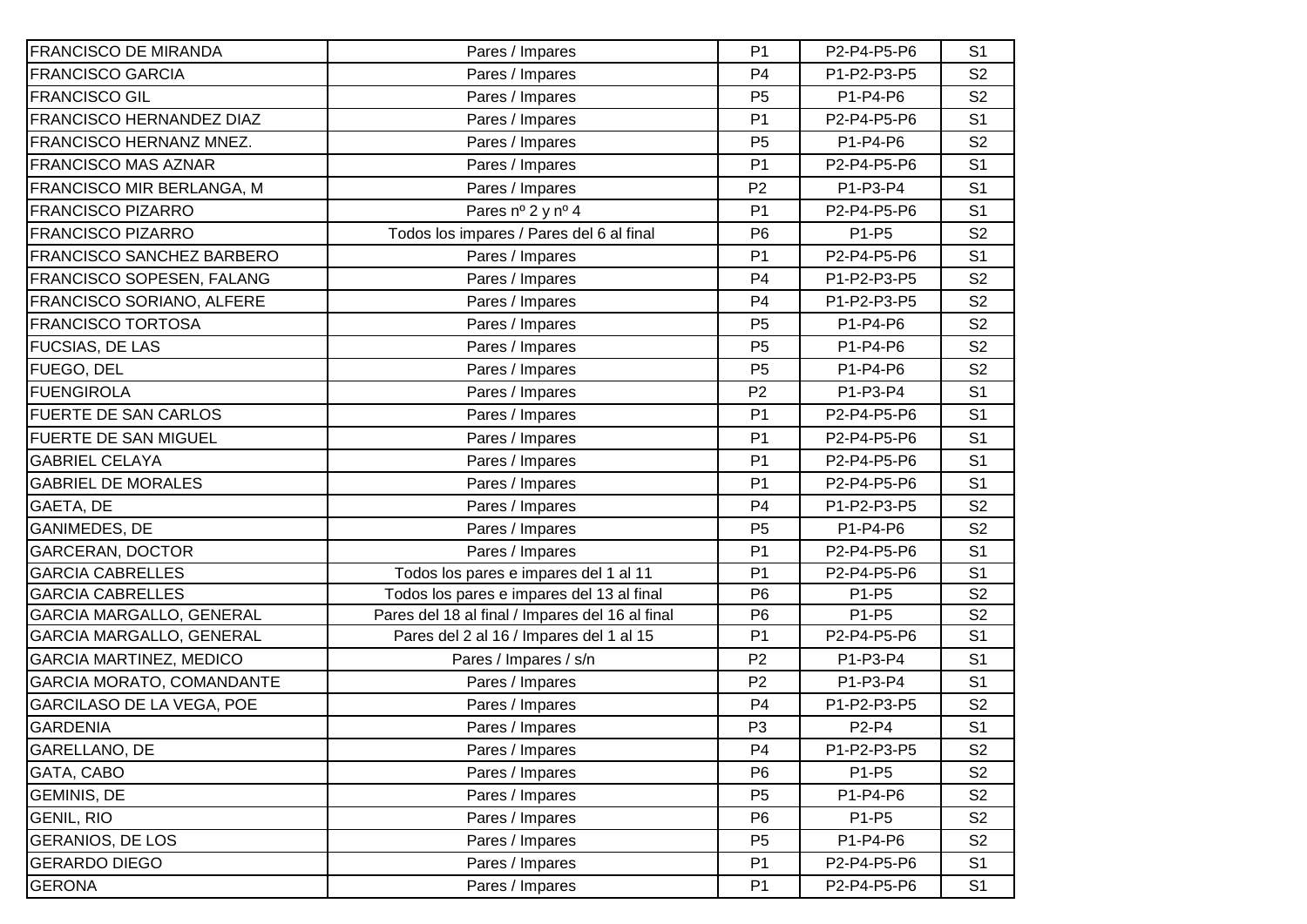| | | | | |
|---|---|---|---|---|
| FRANCISCO DE MIRANDA | Pares / Impares | P1 | P2-P4-P5-P6 | S1 |
| FRANCISCO GARCIA | Pares / Impares | P4 | P1-P2-P3-P5 | S2 |
| FRANCISCO GIL | Pares / Impares | P5 | P1-P4-P6 | S2 |
| FRANCISCO HERNANDEZ DIAZ | Pares / Impares | P1 | P2-P4-P5-P6 | S1 |
| FRANCISCO HERNANZ MNEZ. | Pares / Impares | P5 | P1-P4-P6 | S2 |
| FRANCISCO MAS AZNAR | Pares / Impares | P1 | P2-P4-P5-P6 | S1 |
| FRANCISCO MIR BERLANGA, M | Pares / Impares | P2 | P1-P3-P4 | S1 |
| FRANCISCO PIZARRO | Pares nº 2 y nº 4 | P1 | P2-P4-P5-P6 | S1 |
| FRANCISCO PIZARRO | Todos los impares / Pares del 6 al final | P6 | P1-P5 | S2 |
| FRANCISCO SANCHEZ BARBERO | Pares / Impares | P1 | P2-P4-P5-P6 | S1 |
| FRANCISCO SOPESEN, FALANG | Pares / Impares | P4 | P1-P2-P3-P5 | S2 |
| FRANCISCO SORIANO, ALFERE | Pares / Impares | P4 | P1-P2-P3-P5 | S2 |
| FRANCISCO TORTOSA | Pares / Impares | P5 | P1-P4-P6 | S2 |
| FUCSIAS, DE LAS | Pares / Impares | P5 | P1-P4-P6 | S2 |
| FUEGO, DEL | Pares / Impares | P5 | P1-P4-P6 | S2 |
| FUENGIROLA | Pares / Impares | P2 | P1-P3-P4 | S1 |
| FUERTE DE SAN CARLOS | Pares / Impares | P1 | P2-P4-P5-P6 | S1 |
| FUERTE DE SAN MIGUEL | Pares / Impares | P1 | P2-P4-P5-P6 | S1 |
| GABRIEL CELAYA | Pares / Impares | P1 | P2-P4-P5-P6 | S1 |
| GABRIEL DE MORALES | Pares / Impares | P1 | P2-P4-P5-P6 | S1 |
| GAETA, DE | Pares / Impares | P4 | P1-P2-P3-P5 | S2 |
| GANIMEDES, DE | Pares / Impares | P5 | P1-P4-P6 | S2 |
| GARCERAN, DOCTOR | Pares / Impares | P1 | P2-P4-P5-P6 | S1 |
| GARCIA CABRELLES | Todos los pares e impares del 1 al 11 | P1 | P2-P4-P5-P6 | S1 |
| GARCIA CABRELLES | Todos los pares e impares del 13 al final | P6 | P1-P5 | S2 |
| GARCIA MARGALLO, GENERAL | Pares del 18 al final / Impares del 16 al final | P6 | P1-P5 | S2 |
| GARCIA MARGALLO, GENERAL | Pares del 2 al 16 / Impares del 1 al 15 | P1 | P2-P4-P5-P6 | S1 |
| GARCIA MARTINEZ, MEDICO | Pares / Impares / s/n | P2 | P1-P3-P4 | S1 |
| GARCIA MORATO, COMANDANTE | Pares / Impares | P2 | P1-P3-P4 | S1 |
| GARCILASO DE LA VEGA, POE | Pares / Impares | P4 | P1-P2-P3-P5 | S2 |
| GARDENIA | Pares / Impares | P3 | P2-P4 | S1 |
| GARELLANO, DE | Pares / Impares | P4 | P1-P2-P3-P5 | S2 |
| GATA, CABO | Pares / Impares | P6 | P1-P5 | S2 |
| GEMINIS, DE | Pares / Impares | P5 | P1-P4-P6 | S2 |
| GENIL, RIO | Pares / Impares | P6 | P1-P5 | S2 |
| GERANIOS, DE LOS | Pares / Impares | P5 | P1-P4-P6 | S2 |
| GERARDO DIEGO | Pares / Impares | P1 | P2-P4-P5-P6 | S1 |
| GERONA | Pares / Impares | P1 | P2-P4-P5-P6 | S1 |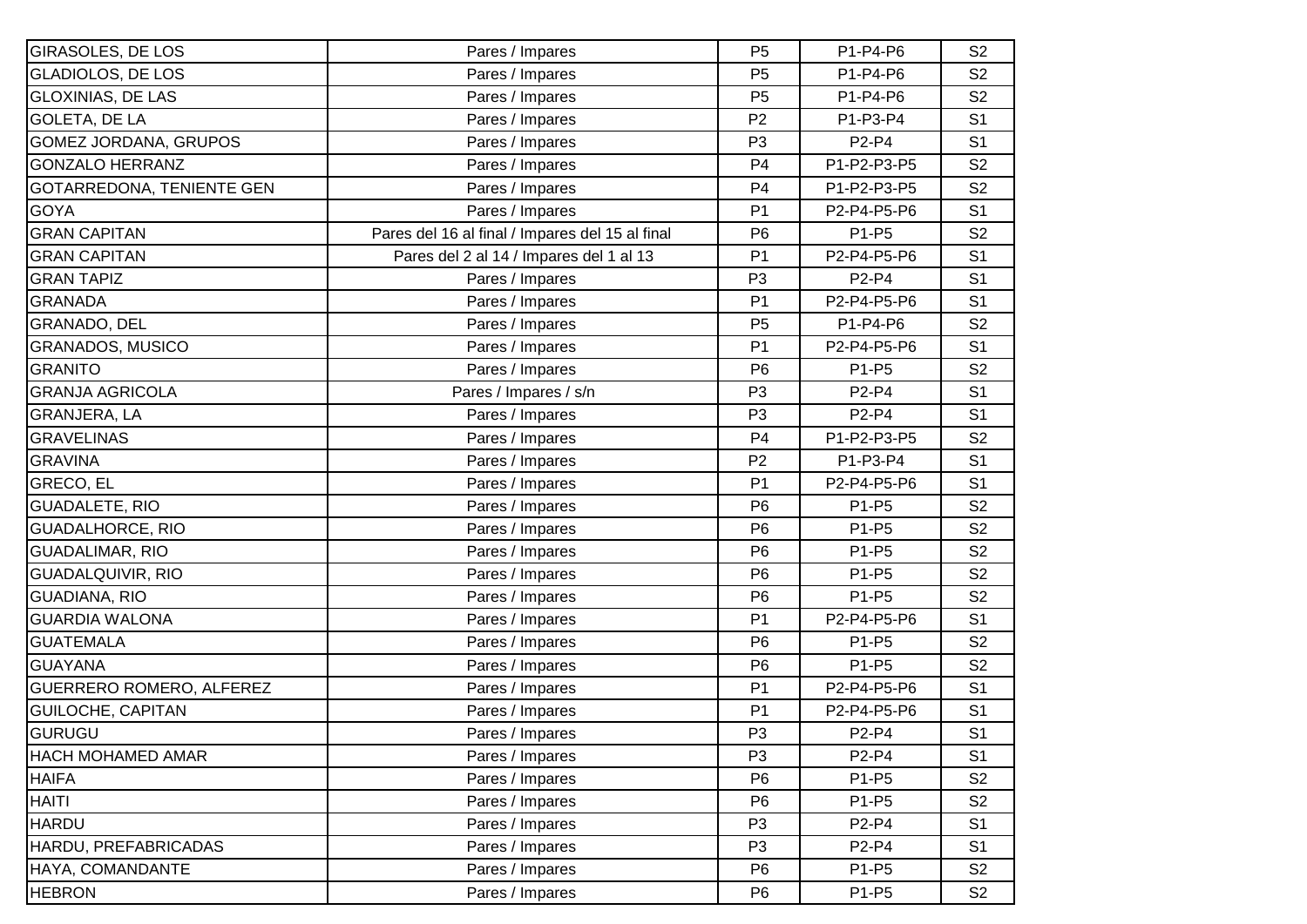| | | | | |
|---|---|---|---|---|
| GIRASOLES, DE LOS | Pares / Impares | P5 | P1-P4-P6 | S2 |
| GLADIOLOS, DE LOS | Pares / Impares | P5 | P1-P4-P6 | S2 |
| GLOXINIAS, DE LAS | Pares / Impares | P5 | P1-P4-P6 | S2 |
| GOLETA, DE LA | Pares / Impares | P2 | P1-P3-P4 | S1 |
| GOMEZ JORDANA, GRUPOS | Pares / Impares | P3 | P2-P4 | S1 |
| GONZALO HERRANZ | Pares / Impares | P4 | P1-P2-P3-P5 | S2 |
| GOTARREDONA, TENIENTE GEN | Pares / Impares | P4 | P1-P2-P3-P5 | S2 |
| GOYA | Pares / Impares | P1 | P2-P4-P5-P6 | S1 |
| GRAN CAPITAN | Pares del 16 al final / Impares del 15 al final | P6 | P1-P5 | S2 |
| GRAN CAPITAN | Pares del 2 al 14 / Impares del 1 al 13 | P1 | P2-P4-P5-P6 | S1 |
| GRAN TAPIZ | Pares / Impares | P3 | P2-P4 | S1 |
| GRANADA | Pares / Impares | P1 | P2-P4-P5-P6 | S1 |
| GRANADO, DEL | Pares / Impares | P5 | P1-P4-P6 | S2 |
| GRANADOS, MUSICO | Pares / Impares | P1 | P2-P4-P5-P6 | S1 |
| GRANITO | Pares / Impares | P6 | P1-P5 | S2 |
| GRANJA AGRICOLA | Pares / Impares / s/n | P3 | P2-P4 | S1 |
| GRANJERA, LA | Pares / Impares | P3 | P2-P4 | S1 |
| GRAVELINAS | Pares / Impares | P4 | P1-P2-P3-P5 | S2 |
| GRAVINA | Pares / Impares | P2 | P1-P3-P4 | S1 |
| GRECO, EL | Pares / Impares | P1 | P2-P4-P5-P6 | S1 |
| GUADALETE, RIO | Pares / Impares | P6 | P1-P5 | S2 |
| GUADALHORCE, RIO | Pares / Impares | P6 | P1-P5 | S2 |
| GUADALIMAR, RIO | Pares / Impares | P6 | P1-P5 | S2 |
| GUADALQUIVIR, RIO | Pares / Impares | P6 | P1-P5 | S2 |
| GUADIANA, RIO | Pares / Impares | P6 | P1-P5 | S2 |
| GUARDIA WALONA | Pares / Impares | P1 | P2-P4-P5-P6 | S1 |
| GUATEMALA | Pares / Impares | P6 | P1-P5 | S2 |
| GUAYANA | Pares / Impares | P6 | P1-P5 | S2 |
| GUERRERO ROMERO, ALFEREZ | Pares / Impares | P1 | P2-P4-P5-P6 | S1 |
| GUILOCHE, CAPITAN | Pares / Impares | P1 | P2-P4-P5-P6 | S1 |
| GURUGU | Pares / Impares | P3 | P2-P4 | S1 |
| HACH MOHAMED AMAR | Pares / Impares | P3 | P2-P4 | S1 |
| HAIFA | Pares / Impares | P6 | P1-P5 | S2 |
| HAITI | Pares / Impares | P6 | P1-P5 | S2 |
| HARDU | Pares / Impares | P3 | P2-P4 | S1 |
| HARDU, PREFABRICADAS | Pares / Impares | P3 | P2-P4 | S1 |
| HAYA, COMANDANTE | Pares / Impares | P6 | P1-P5 | S2 |
| HEBRON | Pares / Impares | P6 | P1-P5 | S2 |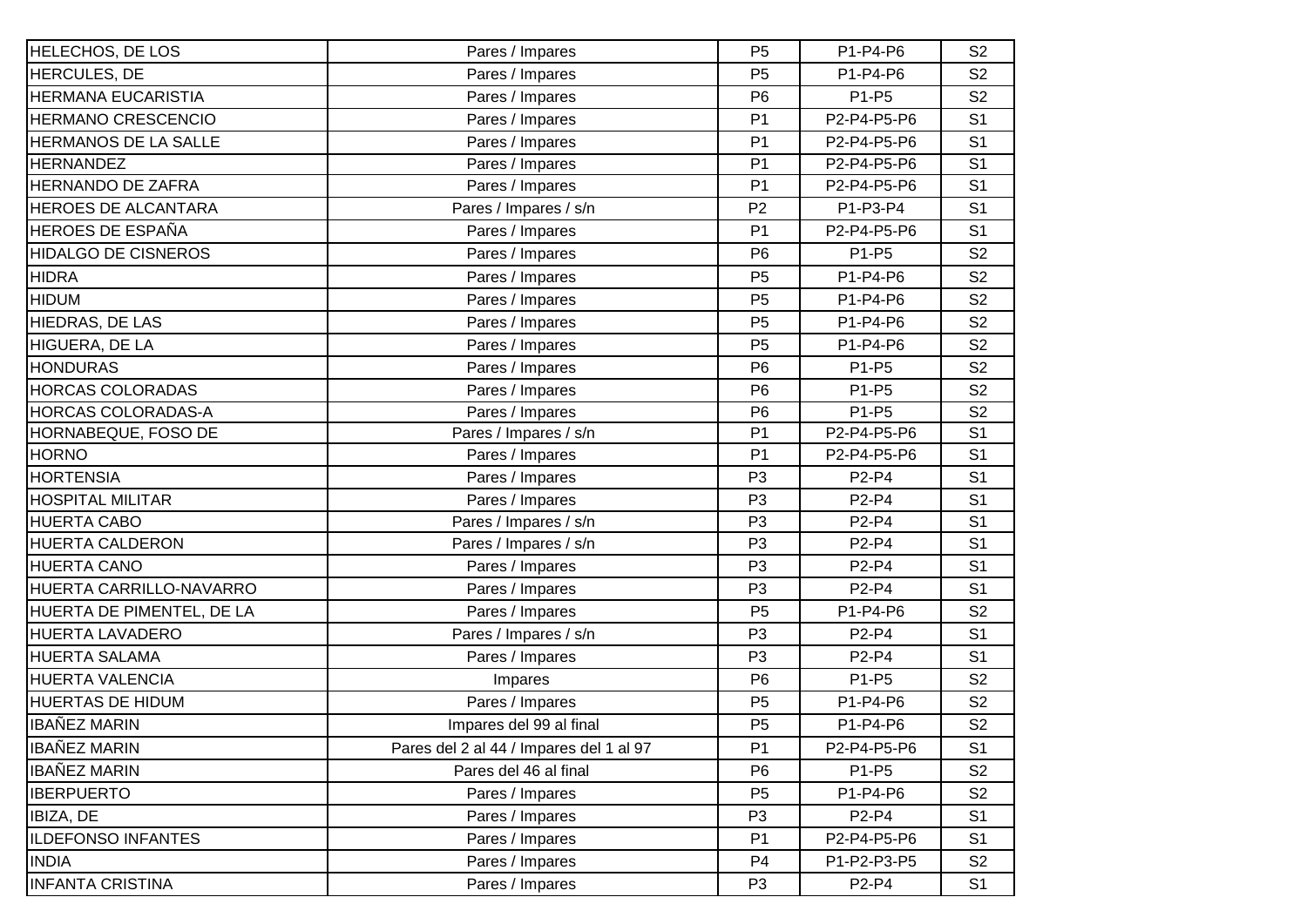| | | | | |
|---|---|---|---|---|
| HELECHOS, DE LOS | Pares / Impares | P5 | P1-P4-P6 | S2 |
| HERCULES, DE | Pares / Impares | P5 | P1-P4-P6 | S2 |
| HERMANA EUCARISTIA | Pares / Impares | P6 | P1-P5 | S2 |
| HERMANO CRESCENCIO | Pares / Impares | P1 | P2-P4-P5-P6 | S1 |
| HERMANOS DE LA SALLE | Pares / Impares | P1 | P2-P4-P5-P6 | S1 |
| HERNANDEZ | Pares / Impares | P1 | P2-P4-P5-P6 | S1 |
| HERNANDO DE ZAFRA | Pares / Impares | P1 | P2-P4-P5-P6 | S1 |
| HEROES DE ALCANTARA | Pares / Impares / s/n | P2 | P1-P3-P4 | S1 |
| HEROES DE ESPAÑA | Pares / Impares | P1 | P2-P4-P5-P6 | S1 |
| HIDALGO DE CISNEROS | Pares / Impares | P6 | P1-P5 | S2 |
| HIDRA | Pares / Impares | P5 | P1-P4-P6 | S2 |
| HIDUM | Pares / Impares | P5 | P1-P4-P6 | S2 |
| HIEDRAS, DE LAS | Pares / Impares | P5 | P1-P4-P6 | S2 |
| HIGUERA, DE LA | Pares / Impares | P5 | P1-P4-P6 | S2 |
| HONDURAS | Pares / Impares | P6 | P1-P5 | S2 |
| HORCAS COLORADAS | Pares / Impares | P6 | P1-P5 | S2 |
| HORCAS COLORADAS-A | Pares / Impares | P6 | P1-P5 | S2 |
| HORNABEQUE, FOSO DE | Pares / Impares / s/n | P1 | P2-P4-P5-P6 | S1 |
| HORNO | Pares / Impares | P1 | P2-P4-P5-P6 | S1 |
| HORTENSIA | Pares / Impares | P3 | P2-P4 | S1 |
| HOSPITAL MILITAR | Pares / Impares | P3 | P2-P4 | S1 |
| HUERTA CABO | Pares / Impares / s/n | P3 | P2-P4 | S1 |
| HUERTA CALDERON | Pares / Impares / s/n | P3 | P2-P4 | S1 |
| HUERTA CANO | Pares / Impares | P3 | P2-P4 | S1 |
| HUERTA CARRILLO-NAVARRO | Pares / Impares | P3 | P2-P4 | S1 |
| HUERTA DE PIMENTEL, DE LA | Pares / Impares | P5 | P1-P4-P6 | S2 |
| HUERTA LAVADERO | Pares / Impares / s/n | P3 | P2-P4 | S1 |
| HUERTA SALAMA | Pares / Impares | P3 | P2-P4 | S1 |
| HUERTA VALENCIA | Impares | P6 | P1-P5 | S2 |
| HUERTAS DE HIDUM | Pares / Impares | P5 | P1-P4-P6 | S2 |
| IBAÑEZ MARIN | Impares del 99 al final | P5 | P1-P4-P6 | S2 |
| IBAÑEZ MARIN | Pares del 2 al 44 / Impares del 1 al 97 | P1 | P2-P4-P5-P6 | S1 |
| IBAÑEZ MARIN | Pares del 46 al final | P6 | P1-P5 | S2 |
| IBERPUERTO | Pares / Impares | P5 | P1-P4-P6 | S2 |
| IBIZA, DE | Pares / Impares | P3 | P2-P4 | S1 |
| ILDEFONSO INFANTES | Pares / Impares | P1 | P2-P4-P5-P6 | S1 |
| INDIA | Pares / Impares | P4 | P1-P2-P3-P5 | S2 |
| INFANTA CRISTINA | Pares / Impares | P3 | P2-P4 | S1 |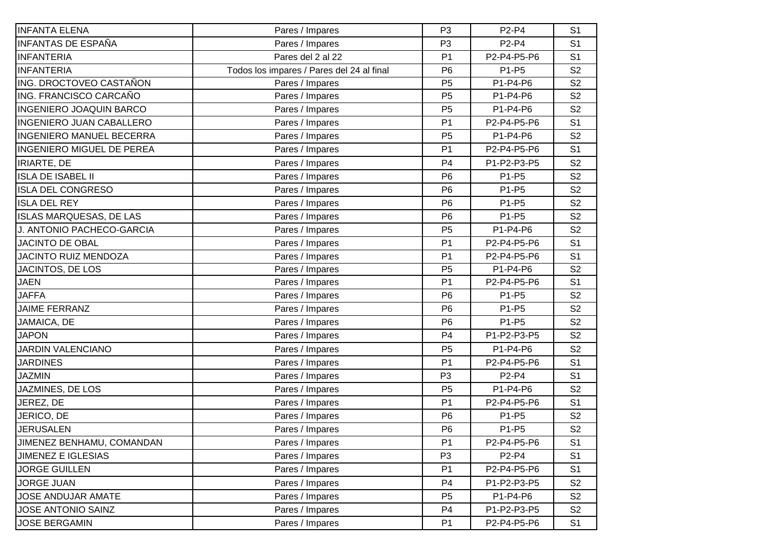| | | | | |
|---|---|---|---|---|
| INFANTA ELENA | Pares / Impares | P3 | P2-P4 | S1 |
| INFANTAS DE ESPAÑA | Pares / Impares | P3 | P2-P4 | S1 |
| INFANTERIA | Pares del 2 al 22 | P1 | P2-P4-P5-P6 | S1 |
| INFANTERIA | Todos los impares / Pares del 24 al final | P6 | P1-P5 | S2 |
| ING. DROCTOVEO CASTAÑON | Pares / Impares | P5 | P1-P4-P6 | S2 |
| ING. FRANCISCO CARCAÑO | Pares / Impares | P5 | P1-P4-P6 | S2 |
| INGENIERO JOAQUIN BARCO | Pares / Impares | P5 | P1-P4-P6 | S2 |
| INGENIERO JUAN CABALLERO | Pares / Impares | P1 | P2-P4-P5-P6 | S1 |
| INGENIERO MANUEL BECERRA | Pares / Impares | P5 | P1-P4-P6 | S2 |
| INGENIERO MIGUEL DE PEREA | Pares / Impares | P1 | P2-P4-P5-P6 | S1 |
| IRIARTE, DE | Pares / Impares | P4 | P1-P2-P3-P5 | S2 |
| ISLA DE ISABEL II | Pares / Impares | P6 | P1-P5 | S2 |
| ISLA DEL CONGRESO | Pares / Impares | P6 | P1-P5 | S2 |
| ISLA DEL REY | Pares / Impares | P6 | P1-P5 | S2 |
| ISLAS MARQUESAS, DE LAS | Pares / Impares | P6 | P1-P5 | S2 |
| J. ANTONIO PACHECO-GARCIA | Pares / Impares | P5 | P1-P4-P6 | S2 |
| JACINTO DE OBAL | Pares / Impares | P1 | P2-P4-P5-P6 | S1 |
| JACINTO RUIZ MENDOZA | Pares / Impares | P1 | P2-P4-P5-P6 | S1 |
| JACINTOS, DE LOS | Pares / Impares | P5 | P1-P4-P6 | S2 |
| JAEN | Pares / Impares | P1 | P2-P4-P5-P6 | S1 |
| JAFFA | Pares / Impares | P6 | P1-P5 | S2 |
| JAIME FERRANZ | Pares / Impares | P6 | P1-P5 | S2 |
| JAMAICA, DE | Pares / Impares | P6 | P1-P5 | S2 |
| JAPON | Pares / Impares | P4 | P1-P2-P3-P5 | S2 |
| JARDIN VALENCIANO | Pares / Impares | P5 | P1-P4-P6 | S2 |
| JARDINES | Pares / Impares | P1 | P2-P4-P5-P6 | S1 |
| JAZMIN | Pares / Impares | P3 | P2-P4 | S1 |
| JAZMINES, DE LOS | Pares / Impares | P5 | P1-P4-P6 | S2 |
| JEREZ, DE | Pares / Impares | P1 | P2-P4-P5-P6 | S1 |
| JERICO, DE | Pares / Impares | P6 | P1-P5 | S2 |
| JERUSALEN | Pares / Impares | P6 | P1-P5 | S2 |
| JIMENEZ BENHAMU, COMANDAN | Pares / Impares | P1 | P2-P4-P5-P6 | S1 |
| JIMENEZ E IGLESIAS | Pares / Impares | P3 | P2-P4 | S1 |
| JORGE GUILLEN | Pares / Impares | P1 | P2-P4-P5-P6 | S1 |
| JORGE JUAN | Pares / Impares | P4 | P1-P2-P3-P5 | S2 |
| JOSE ANDUJAR AMATE | Pares / Impares | P5 | P1-P4-P6 | S2 |
| JOSE ANTONIO SAINZ | Pares / Impares | P4 | P1-P2-P3-P5 | S2 |
| JOSE BERGAMIN | Pares / Impares | P1 | P2-P4-P5-P6 | S1 |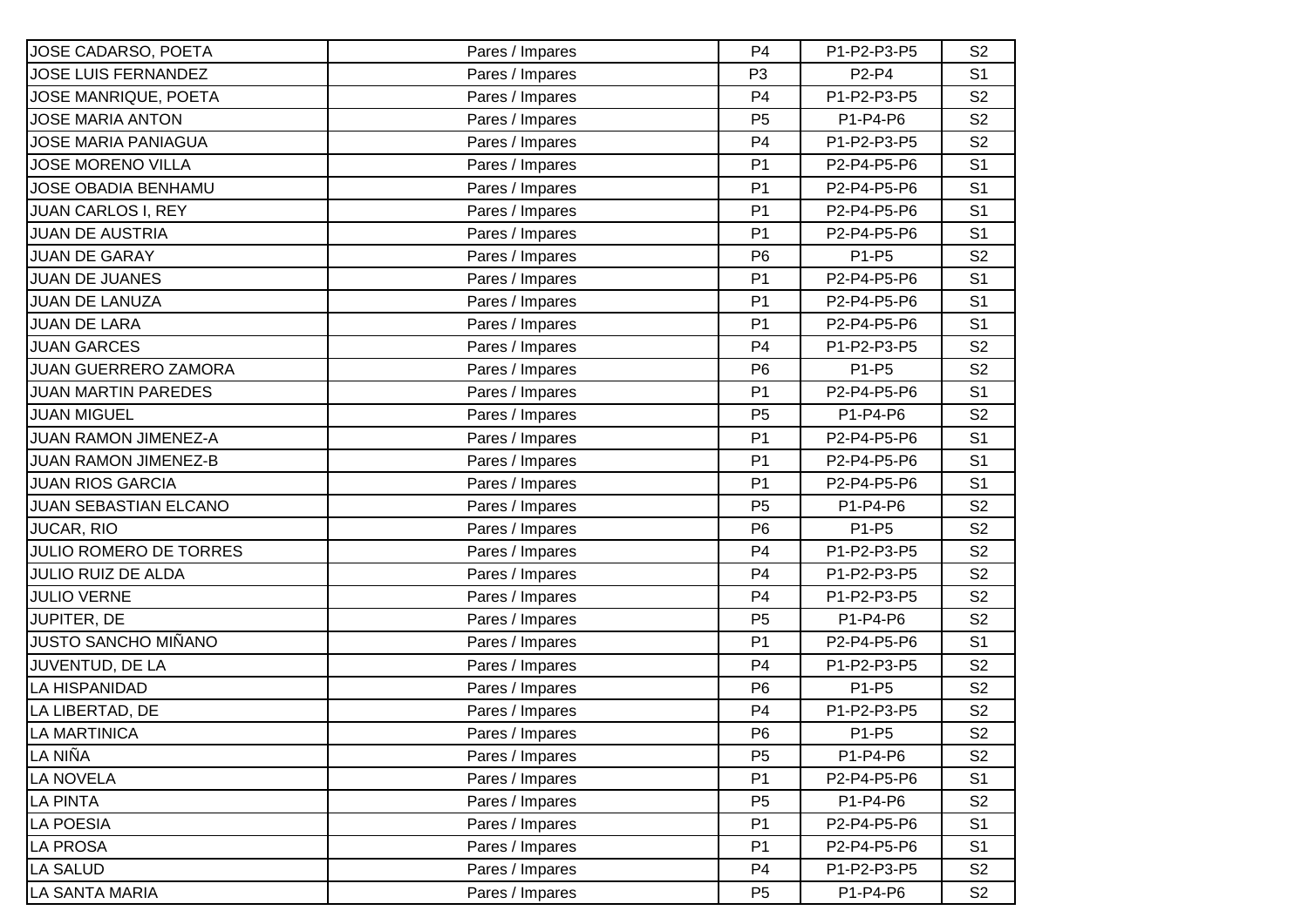| | | | | |
|---|---|---|---|---|
| JOSE CADARSO, POETA | Pares / Impares | P4 | P1-P2-P3-P5 | S2 |
| JOSE LUIS FERNANDEZ | Pares / Impares | P3 | P2-P4 | S1 |
| JOSE MANRIQUE, POETA | Pares / Impares | P4 | P1-P2-P3-P5 | S2 |
| JOSE MARIA ANTON | Pares / Impares | P5 | P1-P4-P6 | S2 |
| JOSE MARIA PANIAGUA | Pares / Impares | P4 | P1-P2-P3-P5 | S2 |
| JOSE MORENO VILLA | Pares / Impares | P1 | P2-P4-P5-P6 | S1 |
| JOSE OBADIA BENHAMU | Pares / Impares | P1 | P2-P4-P5-P6 | S1 |
| JUAN CARLOS I, REY | Pares / Impares | P1 | P2-P4-P5-P6 | S1 |
| JUAN DE AUSTRIA | Pares / Impares | P1 | P2-P4-P5-P6 | S1 |
| JUAN DE GARAY | Pares / Impares | P6 | P1-P5 | S2 |
| JUAN DE JUANES | Pares / Impares | P1 | P2-P4-P5-P6 | S1 |
| JUAN DE LANUZA | Pares / Impares | P1 | P2-P4-P5-P6 | S1 |
| JUAN DE LARA | Pares / Impares | P1 | P2-P4-P5-P6 | S1 |
| JUAN GARCES | Pares / Impares | P4 | P1-P2-P3-P5 | S2 |
| JUAN GUERRERO ZAMORA | Pares / Impares | P6 | P1-P5 | S2 |
| JUAN MARTIN PAREDES | Pares / Impares | P1 | P2-P4-P5-P6 | S1 |
| JUAN MIGUEL | Pares / Impares | P5 | P1-P4-P6 | S2 |
| JUAN RAMON JIMENEZ-A | Pares / Impares | P1 | P2-P4-P5-P6 | S1 |
| JUAN RAMON JIMENEZ-B | Pares / Impares | P1 | P2-P4-P5-P6 | S1 |
| JUAN RIOS GARCIA | Pares / Impares | P1 | P2-P4-P5-P6 | S1 |
| JUAN SEBASTIAN ELCANO | Pares / Impares | P5 | P1-P4-P6 | S2 |
| JUCAR, RIO | Pares / Impares | P6 | P1-P5 | S2 |
| JULIO ROMERO DE TORRES | Pares / Impares | P4 | P1-P2-P3-P5 | S2 |
| JULIO RUIZ DE ALDA | Pares / Impares | P4 | P1-P2-P3-P5 | S2 |
| JULIO VERNE | Pares / Impares | P4 | P1-P2-P3-P5 | S2 |
| JUPITER, DE | Pares / Impares | P5 | P1-P4-P6 | S2 |
| JUSTO SANCHO MIÑANO | Pares / Impares | P1 | P2-P4-P5-P6 | S1 |
| JUVENTUD, DE LA | Pares / Impares | P4 | P1-P2-P3-P5 | S2 |
| LA HISPANIDAD | Pares / Impares | P6 | P1-P5 | S2 |
| LA LIBERTAD, DE | Pares / Impares | P4 | P1-P2-P3-P5 | S2 |
| LA MARTINICA | Pares / Impares | P6 | P1-P5 | S2 |
| LA NIÑA | Pares / Impares | P5 | P1-P4-P6 | S2 |
| LA NOVELA | Pares / Impares | P1 | P2-P4-P5-P6 | S1 |
| LA PINTA | Pares / Impares | P5 | P1-P4-P6 | S2 |
| LA POESIA | Pares / Impares | P1 | P2-P4-P5-P6 | S1 |
| LA PROSA | Pares / Impares | P1 | P2-P4-P5-P6 | S1 |
| LA SALUD | Pares / Impares | P4 | P1-P2-P3-P5 | S2 |
| LA SANTA MARIA | Pares / Impares | P5 | P1-P4-P6 | S2 |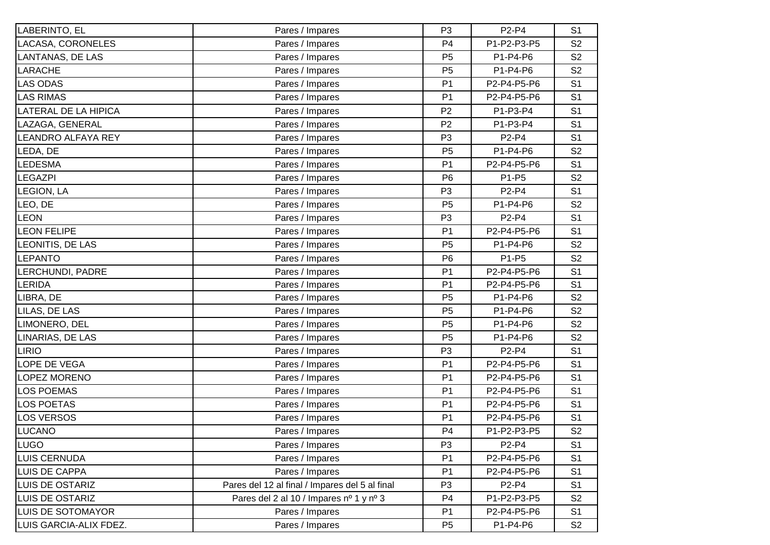| | | | | |
|---|---|---|---|---|
| LABERINTO, EL | Pares / Impares | P3 | P2-P4 | S1 |
| LACASA, CORONELES | Pares / Impares | P4 | P1-P2-P3-P5 | S2 |
| LANTANAS, DE LAS | Pares / Impares | P5 | P1-P4-P6 | S2 |
| LARACHE | Pares / Impares | P5 | P1-P4-P6 | S2 |
| LAS ODAS | Pares / Impares | P1 | P2-P4-P5-P6 | S1 |
| LAS RIMAS | Pares / Impares | P1 | P2-P4-P5-P6 | S1 |
| LATERAL DE LA HIPICA | Pares / Impares | P2 | P1-P3-P4 | S1 |
| LAZAGA, GENERAL | Pares / Impares | P2 | P1-P3-P4 | S1 |
| LEANDRO ALFAYA REY | Pares / Impares | P3 | P2-P4 | S1 |
| LEDA, DE | Pares / Impares | P5 | P1-P4-P6 | S2 |
| LEDESMA | Pares / Impares | P1 | P2-P4-P5-P6 | S1 |
| LEGAZPI | Pares / Impares | P6 | P1-P5 | S2 |
| LEGION, LA | Pares / Impares | P3 | P2-P4 | S1 |
| LEO, DE | Pares / Impares | P5 | P1-P4-P6 | S2 |
| LEON | Pares / Impares | P3 | P2-P4 | S1 |
| LEON FELIPE | Pares / Impares | P1 | P2-P4-P5-P6 | S1 |
| LEONITIS, DE LAS | Pares / Impares | P5 | P1-P4-P6 | S2 |
| LEPANTO | Pares / Impares | P6 | P1-P5 | S2 |
| LERCHUNDI, PADRE | Pares / Impares | P1 | P2-P4-P5-P6 | S1 |
| LERIDA | Pares / Impares | P1 | P2-P4-P5-P6 | S1 |
| LIBRA, DE | Pares / Impares | P5 | P1-P4-P6 | S2 |
| LILAS, DE LAS | Pares / Impares | P5 | P1-P4-P6 | S2 |
| LIMONERO, DEL | Pares / Impares | P5 | P1-P4-P6 | S2 |
| LINARIAS, DE LAS | Pares / Impares | P5 | P1-P4-P6 | S2 |
| LIRIO | Pares / Impares | P3 | P2-P4 | S1 |
| LOPE DE VEGA | Pares / Impares | P1 | P2-P4-P5-P6 | S1 |
| LOPEZ MORENO | Pares / Impares | P1 | P2-P4-P5-P6 | S1 |
| LOS POEMAS | Pares / Impares | P1 | P2-P4-P5-P6 | S1 |
| LOS POETAS | Pares / Impares | P1 | P2-P4-P5-P6 | S1 |
| LOS VERSOS | Pares / Impares | P1 | P2-P4-P5-P6 | S1 |
| LUCANO | Pares / Impares | P4 | P1-P2-P3-P5 | S2 |
| LUGO | Pares / Impares | P3 | P2-P4 | S1 |
| LUIS CERNUDA | Pares / Impares | P1 | P2-P4-P5-P6 | S1 |
| LUIS DE CAPPA | Pares / Impares | P1 | P2-P4-P5-P6 | S1 |
| LUIS DE OSTARIZ | Pares del 12 al final / Impares del 5 al final | P3 | P2-P4 | S1 |
| LUIS DE OSTARIZ | Pares del 2 al 10 / Impares nº 1 y nº 3 | P4 | P1-P2-P3-P5 | S2 |
| LUIS DE SOTOMAYOR | Pares / Impares | P1 | P2-P4-P5-P6 | S1 |
| LUIS GARCIA-ALIX FDEZ. | Pares / Impares | P5 | P1-P4-P6 | S2 |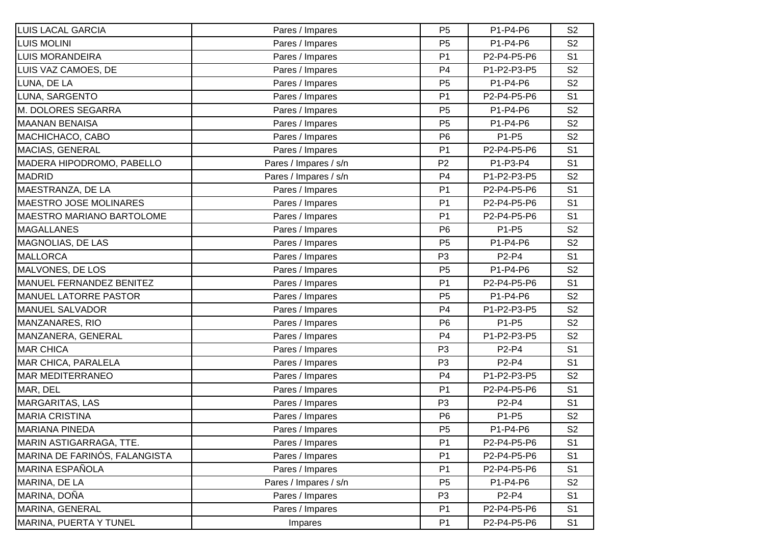| | | | | |
|---|---|---|---|---|
| LUIS LACAL GARCIA | Pares / Impares | P5 | P1-P4-P6 | S2 |
| LUIS MOLINI | Pares / Impares | P5 | P1-P4-P6 | S2 |
| LUIS MORANDEIRA | Pares / Impares | P1 | P2-P4-P5-P6 | S1 |
| LUIS VAZ CAMOES, DE | Pares / Impares | P4 | P1-P2-P3-P5 | S2 |
| LUNA, DE LA | Pares / Impares | P5 | P1-P4-P6 | S2 |
| LUNA, SARGENTO | Pares / Impares | P1 | P2-P4-P5-P6 | S1 |
| M. DOLORES SEGARRA | Pares / Impares | P5 | P1-P4-P6 | S2 |
| MAANAN BENAISA | Pares / Impares | P5 | P1-P4-P6 | S2 |
| MACHICHACO, CABO | Pares / Impares | P6 | P1-P5 | S2 |
| MACIAS, GENERAL | Pares / Impares | P1 | P2-P4-P5-P6 | S1 |
| MADERA HIPODROMO, PABELLO | Pares / Impares / s/n | P2 | P1-P3-P4 | S1 |
| MADRID | Pares / Impares / s/n | P4 | P1-P2-P3-P5 | S2 |
| MAESTRANZA, DE LA | Pares / Impares | P1 | P2-P4-P5-P6 | S1 |
| MAESTRO JOSE MOLINARES | Pares / Impares | P1 | P2-P4-P5-P6 | S1 |
| MAESTRO MARIANO BARTOLOME | Pares / Impares | P1 | P2-P4-P5-P6 | S1 |
| MAGALLANES | Pares / Impares | P6 | P1-P5 | S2 |
| MAGNOLIAS, DE LAS | Pares / Impares | P5 | P1-P4-P6 | S2 |
| MALLORCA | Pares / Impares | P3 | P2-P4 | S1 |
| MALVONES, DE LOS | Pares / Impares | P5 | P1-P4-P6 | S2 |
| MANUEL FERNANDEZ BENITEZ | Pares / Impares | P1 | P2-P4-P5-P6 | S1 |
| MANUEL LATORRE PASTOR | Pares / Impares | P5 | P1-P4-P6 | S2 |
| MANUEL SALVADOR | Pares / Impares | P4 | P1-P2-P3-P5 | S2 |
| MANZANARES, RIO | Pares / Impares | P6 | P1-P5 | S2 |
| MANZANERA, GENERAL | Pares / Impares | P4 | P1-P2-P3-P5 | S2 |
| MAR CHICA | Pares / Impares | P3 | P2-P4 | S1 |
| MAR CHICA, PARALELA | Pares / Impares | P3 | P2-P4 | S1 |
| MAR MEDITERRANEO | Pares / Impares | P4 | P1-P2-P3-P5 | S2 |
| MAR, DEL | Pares / Impares | P1 | P2-P4-P5-P6 | S1 |
| MARGARITAS, LAS | Pares / Impares | P3 | P2-P4 | S1 |
| MARIA CRISTINA | Pares / Impares | P6 | P1-P5 | S2 |
| MARIANA PINEDA | Pares / Impares | P5 | P1-P4-P6 | S2 |
| MARIN ASTIGARRAGA, TTE. | Pares / Impares | P1 | P2-P4-P5-P6 | S1 |
| MARINA DE FARINÓS, FALANGISTA | Pares / Impares | P1 | P2-P4-P5-P6 | S1 |
| MARINA ESPAÑOLA | Pares / Impares | P1 | P2-P4-P5-P6 | S1 |
| MARINA, DE LA | Pares / Impares / s/n | P5 | P1-P4-P6 | S2 |
| MARINA, DOÑA | Pares / Impares | P3 | P2-P4 | S1 |
| MARINA, GENERAL | Pares / Impares | P1 | P2-P4-P5-P6 | S1 |
| MARINA, PUERTA Y TUNEL | Impares | P1 | P2-P4-P5-P6 | S1 |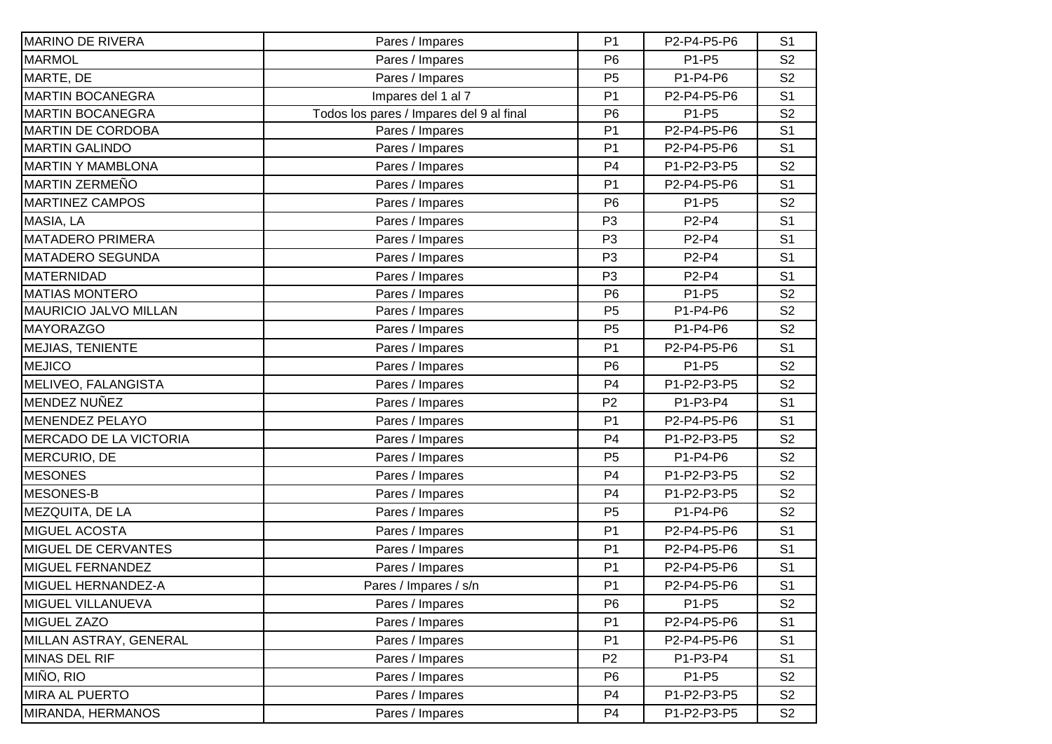| | | | | |
|---|---|---|---|---|
| MARINO DE RIVERA | Pares / Impares | P1 | P2-P4-P5-P6 | S1 |
| MARMOL | Pares / Impares | P6 | P1-P5 | S2 |
| MARTE, DE | Pares / Impares | P5 | P1-P4-P6 | S2 |
| MARTIN BOCANEGRA | Impares del 1 al 7 | P1 | P2-P4-P5-P6 | S1 |
| MARTIN BOCANEGRA | Todos los pares / Impares del 9 al final | P6 | P1-P5 | S2 |
| MARTIN DE CORDOBA | Pares / Impares | P1 | P2-P4-P5-P6 | S1 |
| MARTIN GALINDO | Pares / Impares | P1 | P2-P4-P5-P6 | S1 |
| MARTIN Y MAMBLONA | Pares / Impares | P4 | P1-P2-P3-P5 | S2 |
| MARTIN ZERMEÑO | Pares / Impares | P1 | P2-P4-P5-P6 | S1 |
| MARTINEZ CAMPOS | Pares / Impares | P6 | P1-P5 | S2 |
| MASIA, LA | Pares / Impares | P3 | P2-P4 | S1 |
| MATADERO PRIMERA | Pares / Impares | P3 | P2-P4 | S1 |
| MATADERO SEGUNDA | Pares / Impares | P3 | P2-P4 | S1 |
| MATERNIDAD | Pares / Impares | P3 | P2-P4 | S1 |
| MATIAS MONTERO | Pares / Impares | P6 | P1-P5 | S2 |
| MAURICIO JALVO MILLAN | Pares / Impares | P5 | P1-P4-P6 | S2 |
| MAYORAZGO | Pares / Impares | P5 | P1-P4-P6 | S2 |
| MEJIAS, TENIENTE | Pares / Impares | P1 | P2-P4-P5-P6 | S1 |
| MEJICO | Pares / Impares | P6 | P1-P5 | S2 |
| MELIVEO, FALANGISTA | Pares / Impares | P4 | P1-P2-P3-P5 | S2 |
| MENDEZ NUÑEZ | Pares / Impares | P2 | P1-P3-P4 | S1 |
| MENENDEZ PELAYO | Pares / Impares | P1 | P2-P4-P5-P6 | S1 |
| MERCADO DE LA VICTORIA | Pares / Impares | P4 | P1-P2-P3-P5 | S2 |
| MERCURIO, DE | Pares / Impares | P5 | P1-P4-P6 | S2 |
| MESONES | Pares / Impares | P4 | P1-P2-P3-P5 | S2 |
| MESONES-B | Pares / Impares | P4 | P1-P2-P3-P5 | S2 |
| MEZQUITA, DE LA | Pares / Impares | P5 | P1-P4-P6 | S2 |
| MIGUEL ACOSTA | Pares / Impares | P1 | P2-P4-P5-P6 | S1 |
| MIGUEL DE CERVANTES | Pares / Impares | P1 | P2-P4-P5-P6 | S1 |
| MIGUEL FERNANDEZ | Pares / Impares | P1 | P2-P4-P5-P6 | S1 |
| MIGUEL HERNANDEZ-A | Pares / Impares / s/n | P1 | P2-P4-P5-P6 | S1 |
| MIGUEL VILLANUEVA | Pares / Impares | P6 | P1-P5 | S2 |
| MIGUEL ZAZO | Pares / Impares | P1 | P2-P4-P5-P6 | S1 |
| MILLAN ASTRAY, GENERAL | Pares / Impares | P1 | P2-P4-P5-P6 | S1 |
| MINAS DEL RIF | Pares / Impares | P2 | P1-P3-P4 | S1 |
| MIÑO, RIO | Pares / Impares | P6 | P1-P5 | S2 |
| MIRA AL PUERTO | Pares / Impares | P4 | P1-P2-P3-P5 | S2 |
| MIRANDA, HERMANOS | Pares / Impares | P4 | P1-P2-P3-P5 | S2 |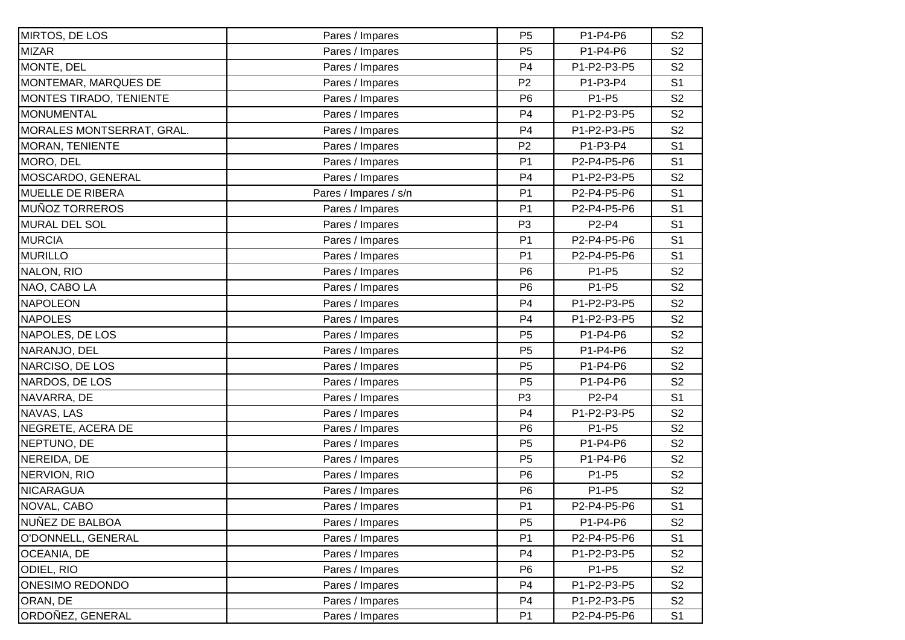| | | | | |
|---|---|---|---|---|
| MIRTOS, DE LOS | Pares / Impares | P5 | P1-P4-P6 | S2 |
| MIZAR | Pares / Impares | P5 | P1-P4-P6 | S2 |
| MONTE, DEL | Pares / Impares | P4 | P1-P2-P3-P5 | S2 |
| MONTEMAR, MARQUES DE | Pares / Impares | P2 | P1-P3-P4 | S1 |
| MONTES TIRADO, TENIENTE | Pares / Impares | P6 | P1-P5 | S2 |
| MONUMENTAL | Pares / Impares | P4 | P1-P2-P3-P5 | S2 |
| MORALES MONTSERRAT, GRAL. | Pares / Impares | P4 | P1-P2-P3-P5 | S2 |
| MORAN, TENIENTE | Pares / Impares | P2 | P1-P3-P4 | S1 |
| MORO, DEL | Pares / Impares | P1 | P2-P4-P5-P6 | S1 |
| MOSCARDO, GENERAL | Pares / Impares | P4 | P1-P2-P3-P5 | S2 |
| MUELLE DE RIBERA | Pares / Impares / s/n | P1 | P2-P4-P5-P6 | S1 |
| MUÑOZ TORREROS | Pares / Impares | P1 | P2-P4-P5-P6 | S1 |
| MURAL DEL SOL | Pares / Impares | P3 | P2-P4 | S1 |
| MURCIA | Pares / Impares | P1 | P2-P4-P5-P6 | S1 |
| MURILLO | Pares / Impares | P1 | P2-P4-P5-P6 | S1 |
| NALON, RIO | Pares / Impares | P6 | P1-P5 | S2 |
| NAO, CABO LA | Pares / Impares | P6 | P1-P5 | S2 |
| NAPOLEON | Pares / Impares | P4 | P1-P2-P3-P5 | S2 |
| NAPOLES | Pares / Impares | P4 | P1-P2-P3-P5 | S2 |
| NAPOLES, DE LOS | Pares / Impares | P5 | P1-P4-P6 | S2 |
| NARANJO, DEL | Pares / Impares | P5 | P1-P4-P6 | S2 |
| NARCISO, DE LOS | Pares / Impares | P5 | P1-P4-P6 | S2 |
| NARDOS, DE LOS | Pares / Impares | P5 | P1-P4-P6 | S2 |
| NAVARRA, DE | Pares / Impares | P3 | P2-P4 | S1 |
| NAVAS, LAS | Pares / Impares | P4 | P1-P2-P3-P5 | S2 |
| NEGRETE, ACERA DE | Pares / Impares | P6 | P1-P5 | S2 |
| NEPTUNO, DE | Pares / Impares | P5 | P1-P4-P6 | S2 |
| NEREIDA, DE | Pares / Impares | P5 | P1-P4-P6 | S2 |
| NERVION, RIO | Pares / Impares | P6 | P1-P5 | S2 |
| NICARAGUA | Pares / Impares | P6 | P1-P5 | S2 |
| NOVAL, CABO | Pares / Impares | P1 | P2-P4-P5-P6 | S1 |
| NUÑEZ DE BALBOA | Pares / Impares | P5 | P1-P4-P6 | S2 |
| O'DONNELL, GENERAL | Pares / Impares | P1 | P2-P4-P5-P6 | S1 |
| OCEANIA, DE | Pares / Impares | P4 | P1-P2-P3-P5 | S2 |
| ODIEL, RIO | Pares / Impares | P6 | P1-P5 | S2 |
| ONESIMO REDONDO | Pares / Impares | P4 | P1-P2-P3-P5 | S2 |
| ORAN, DE | Pares / Impares | P4 | P1-P2-P3-P5 | S2 |
| ORDOÑEZ, GENERAL | Pares / Impares | P1 | P2-P4-P5-P6 | S1 |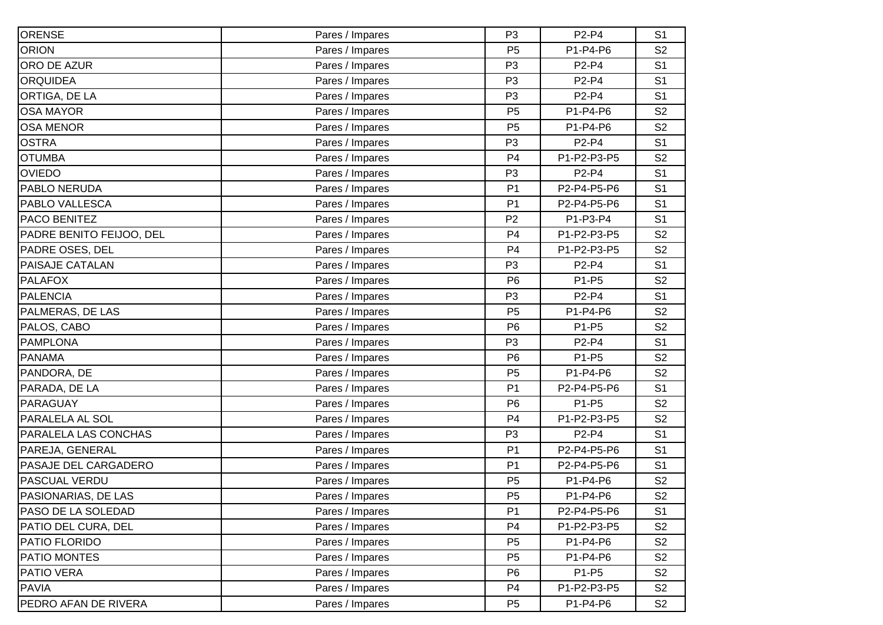| | | | | |
|---|---|---|---|---|
| ORENSE | Pares / Impares | P3 | P2-P4 | S1 |
| ORION | Pares / Impares | P5 | P1-P4-P6 | S2 |
| ORO DE AZUR | Pares / Impares | P3 | P2-P4 | S1 |
| ORQUIDEA | Pares / Impares | P3 | P2-P4 | S1 |
| ORTIGA, DE LA | Pares / Impares | P3 | P2-P4 | S1 |
| OSA MAYOR | Pares / Impares | P5 | P1-P4-P6 | S2 |
| OSA MENOR | Pares / Impares | P5 | P1-P4-P6 | S2 |
| OSTRA | Pares / Impares | P3 | P2-P4 | S1 |
| OTUMBA | Pares / Impares | P4 | P1-P2-P3-P5 | S2 |
| OVIEDO | Pares / Impares | P3 | P2-P4 | S1 |
| PABLO NERUDA | Pares / Impares | P1 | P2-P4-P5-P6 | S1 |
| PABLO VALLESCA | Pares / Impares | P1 | P2-P4-P5-P6 | S1 |
| PACO BENITEZ | Pares / Impares | P2 | P1-P3-P4 | S1 |
| PADRE BENITO FEIJOO, DEL | Pares / Impares | P4 | P1-P2-P3-P5 | S2 |
| PADRE OSES, DEL | Pares / Impares | P4 | P1-P2-P3-P5 | S2 |
| PAISAJE CATALAN | Pares / Impares | P3 | P2-P4 | S1 |
| PALAFOX | Pares / Impares | P6 | P1-P5 | S2 |
| PALENCIA | Pares / Impares | P3 | P2-P4 | S1 |
| PALMERAS, DE LAS | Pares / Impares | P5 | P1-P4-P6 | S2 |
| PALOS, CABO | Pares / Impares | P6 | P1-P5 | S2 |
| PAMPLONA | Pares / Impares | P3 | P2-P4 | S1 |
| PANAMA | Pares / Impares | P6 | P1-P5 | S2 |
| PANDORA, DE | Pares / Impares | P5 | P1-P4-P6 | S2 |
| PARADA, DE LA | Pares / Impares | P1 | P2-P4-P5-P6 | S1 |
| PARAGUAY | Pares / Impares | P6 | P1-P5 | S2 |
| PARALELA AL SOL | Pares / Impares | P4 | P1-P2-P3-P5 | S2 |
| PARALELA LAS CONCHAS | Pares / Impares | P3 | P2-P4 | S1 |
| PAREJA, GENERAL | Pares / Impares | P1 | P2-P4-P5-P6 | S1 |
| PASAJE DEL CARGADERO | Pares / Impares | P1 | P2-P4-P5-P6 | S1 |
| PASCUAL VERDU | Pares / Impares | P5 | P1-P4-P6 | S2 |
| PASIONARIAS, DE LAS | Pares / Impares | P5 | P1-P4-P6 | S2 |
| PASO DE LA SOLEDAD | Pares / Impares | P1 | P2-P4-P5-P6 | S1 |
| PATIO DEL CURA, DEL | Pares / Impares | P4 | P1-P2-P3-P5 | S2 |
| PATIO FLORIDO | Pares / Impares | P5 | P1-P4-P6 | S2 |
| PATIO MONTES | Pares / Impares | P5 | P1-P4-P6 | S2 |
| PATIO VERA | Pares / Impares | P6 | P1-P5 | S2 |
| PAVIA | Pares / Impares | P4 | P1-P2-P3-P5 | S2 |
| PEDRO AFAN DE RIVERA | Pares / Impares | P5 | P1-P4-P6 | S2 |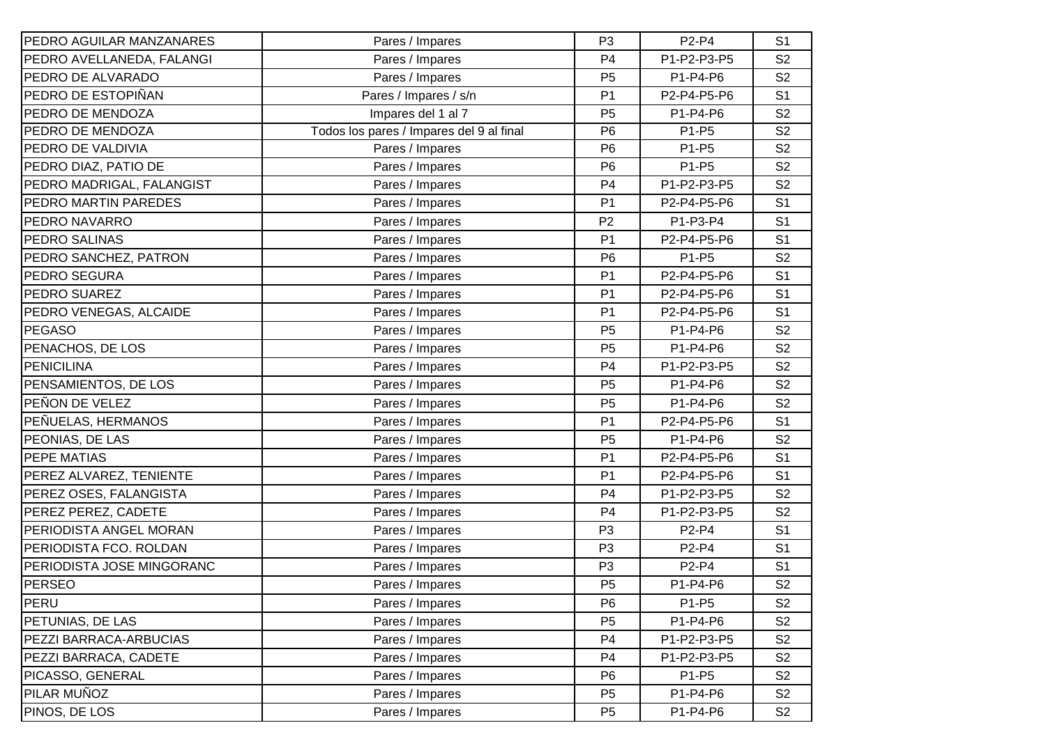| | | | | |
|---|---|---|---|---|
| PEDRO AGUILAR MANZANARES | Pares / Impares | P3 | P2-P4 | S1 |
| PEDRO AVELLANEDA, FALANGI | Pares / Impares | P4 | P1-P2-P3-P5 | S2 |
| PEDRO DE ALVARADO | Pares / Impares | P5 | P1-P4-P6 | S2 |
| PEDRO DE ESTOPIÑAN | Pares / Impares / s/n | P1 | P2-P4-P5-P6 | S1 |
| PEDRO DE MENDOZA | Impares del 1 al 7 | P5 | P1-P4-P6 | S2 |
| PEDRO DE MENDOZA | Todos los pares / Impares del 9 al final | P6 | P1-P5 | S2 |
| PEDRO DE VALDIVIA | Pares / Impares | P6 | P1-P5 | S2 |
| PEDRO DIAZ, PATIO DE | Pares / Impares | P6 | P1-P5 | S2 |
| PEDRO MADRIGAL, FALANGIST | Pares / Impares | P4 | P1-P2-P3-P5 | S2 |
| PEDRO MARTIN PAREDES | Pares / Impares | P1 | P2-P4-P5-P6 | S1 |
| PEDRO NAVARRO | Pares / Impares | P2 | P1-P3-P4 | S1 |
| PEDRO SALINAS | Pares / Impares | P1 | P2-P4-P5-P6 | S1 |
| PEDRO SANCHEZ, PATRON | Pares / Impares | P6 | P1-P5 | S2 |
| PEDRO SEGURA | Pares / Impares | P1 | P2-P4-P5-P6 | S1 |
| PEDRO SUAREZ | Pares / Impares | P1 | P2-P4-P5-P6 | S1 |
| PEDRO VENEGAS, ALCAIDE | Pares / Impares | P1 | P2-P4-P5-P6 | S1 |
| PEGASO | Pares / Impares | P5 | P1-P4-P6 | S2 |
| PENACHOS, DE LOS | Pares / Impares | P5 | P1-P4-P6 | S2 |
| PENICILINA | Pares / Impares | P4 | P1-P2-P3-P5 | S2 |
| PENSAMIENTOS, DE LOS | Pares / Impares | P5 | P1-P4-P6 | S2 |
| PEÑON DE VELEZ | Pares / Impares | P5 | P1-P4-P6 | S2 |
| PEÑUELAS, HERMANOS | Pares / Impares | P1 | P2-P4-P5-P6 | S1 |
| PEONIAS, DE LAS | Pares / Impares | P5 | P1-P4-P6 | S2 |
| PEPE MATIAS | Pares / Impares | P1 | P2-P4-P5-P6 | S1 |
| PEREZ ALVAREZ, TENIENTE | Pares / Impares | P1 | P2-P4-P5-P6 | S1 |
| PEREZ OSES, FALANGISTA | Pares / Impares | P4 | P1-P2-P3-P5 | S2 |
| PEREZ PEREZ, CADETE | Pares / Impares | P4 | P1-P2-P3-P5 | S2 |
| PERIODISTA ANGEL MORAN | Pares / Impares | P3 | P2-P4 | S1 |
| PERIODISTA FCO. ROLDAN | Pares / Impares | P3 | P2-P4 | S1 |
| PERIODISTA JOSE MINGORANC | Pares / Impares | P3 | P2-P4 | S1 |
| PERSEO | Pares / Impares | P5 | P1-P4-P6 | S2 |
| PERU | Pares / Impares | P6 | P1-P5 | S2 |
| PETUNIAS, DE LAS | Pares / Impares | P5 | P1-P4-P6 | S2 |
| PEZZI BARRACA-ARBUCIAS | Pares / Impares | P4 | P1-P2-P3-P5 | S2 |
| PEZZI BARRACA, CADETE | Pares / Impares | P4 | P1-P2-P3-P5 | S2 |
| PICASSO, GENERAL | Pares / Impares | P6 | P1-P5 | S2 |
| PILAR MUÑOZ | Pares / Impares | P5 | P1-P4-P6 | S2 |
| PINOS, DE LOS | Pares / Impares | P5 | P1-P4-P6 | S2 |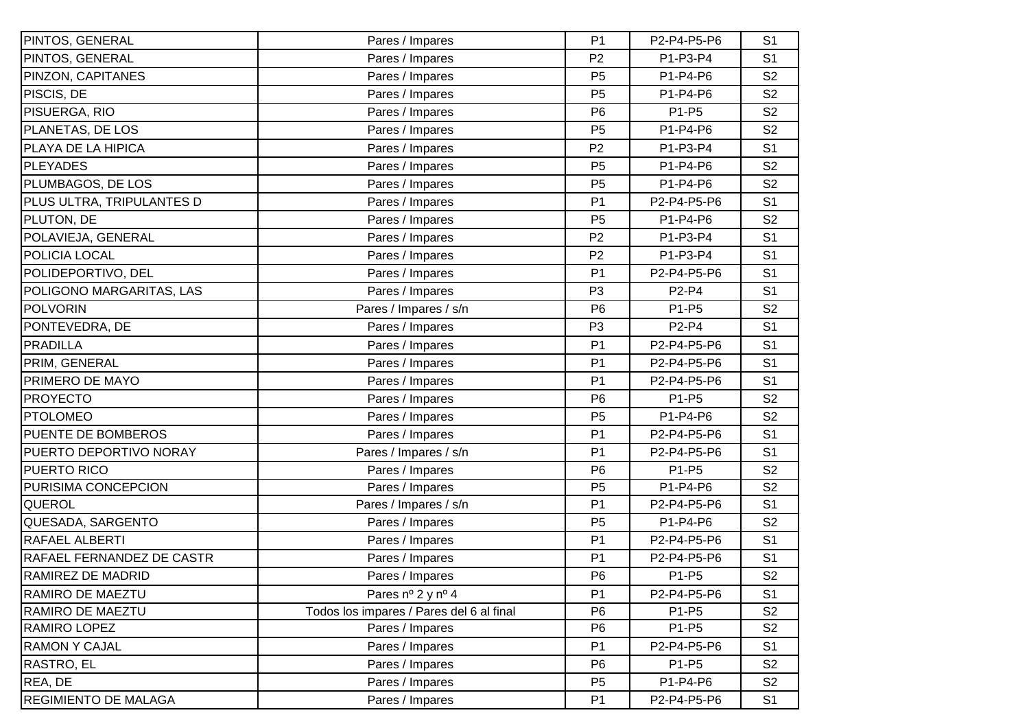| PINTOS, GENERAL | Pares / Impares | P1 | P2-P4-P5-P6 | S1 |
|---|---|---|---|---|
| PINTOS, GENERAL | Pares / Impares | P2 | P1-P3-P4 | S1 |
| PINZON, CAPITANES | Pares / Impares | P5 | P1-P4-P6 | S2 |
| PISCIS, DE | Pares / Impares | P5 | P1-P4-P6 | S2 |
| PISUERGA, RIO | Pares / Impares | P6 | P1-P5 | S2 |
| PLANETAS, DE LOS | Pares / Impares | P5 | P1-P4-P6 | S2 |
| PLAYA DE LA HIPICA | Pares / Impares | P2 | P1-P3-P4 | S1 |
| PLEYADES | Pares / Impares | P5 | P1-P4-P6 | S2 |
| PLUMBAGOS, DE LOS | Pares / Impares | P5 | P1-P4-P6 | S2 |
| PLUS ULTRA, TRIPULANTES D | Pares / Impares | P1 | P2-P4-P5-P6 | S1 |
| PLUTON, DE | Pares / Impares | P5 | P1-P4-P6 | S2 |
| POLAVIEJA, GENERAL | Pares / Impares | P2 | P1-P3-P4 | S1 |
| POLICIA LOCAL | Pares / Impares | P2 | P1-P3-P4 | S1 |
| POLIDEPORTIVO, DEL | Pares / Impares | P1 | P2-P4-P5-P6 | S1 |
| POLIGONO MARGARITAS, LAS | Pares / Impares | P3 | P2-P4 | S1 |
| POLVORIN | Pares / Impares / s/n | P6 | P1-P5 | S2 |
| PONTEVEDRA, DE | Pares / Impares | P3 | P2-P4 | S1 |
| PRADILLA | Pares / Impares | P1 | P2-P4-P5-P6 | S1 |
| PRIM, GENERAL | Pares / Impares | P1 | P2-P4-P5-P6 | S1 |
| PRIMERO DE MAYO | Pares / Impares | P1 | P2-P4-P5-P6 | S1 |
| PROYECTO | Pares / Impares | P6 | P1-P5 | S2 |
| PTOLOMEO | Pares / Impares | P5 | P1-P4-P6 | S2 |
| PUENTE DE BOMBEROS | Pares / Impares | P1 | P2-P4-P5-P6 | S1 |
| PUERTO DEPORTIVO NORAY | Pares / Impares / s/n | P1 | P2-P4-P5-P6 | S1 |
| PUERTO RICO | Pares / Impares | P6 | P1-P5 | S2 |
| PURISIMA CONCEPCION | Pares / Impares | P5 | P1-P4-P6 | S2 |
| QUEROL | Pares / Impares / s/n | P1 | P2-P4-P5-P6 | S1 |
| QUESADA, SARGENTO | Pares / Impares | P5 | P1-P4-P6 | S2 |
| RAFAEL ALBERTI | Pares / Impares | P1 | P2-P4-P5-P6 | S1 |
| RAFAEL FERNANDEZ DE CASTR | Pares / Impares | P1 | P2-P4-P5-P6 | S1 |
| RAMIREZ DE MADRID | Pares / Impares | P6 | P1-P5 | S2 |
| RAMIRO DE MAEZTU | Pares nº 2 y nº 4 | P1 | P2-P4-P5-P6 | S1 |
| RAMIRO DE MAEZTU | Todos los impares / Pares del 6 al final | P6 | P1-P5 | S2 |
| RAMIRO LOPEZ | Pares / Impares | P6 | P1-P5 | S2 |
| RAMON Y CAJAL | Pares / Impares | P1 | P2-P4-P5-P6 | S1 |
| RASTRO, EL | Pares / Impares | P6 | P1-P5 | S2 |
| REA, DE | Pares / Impares | P5 | P1-P4-P6 | S2 |
| REGIMIENTO DE MALAGA | Pares / Impares | P1 | P2-P4-P5-P6 | S1 |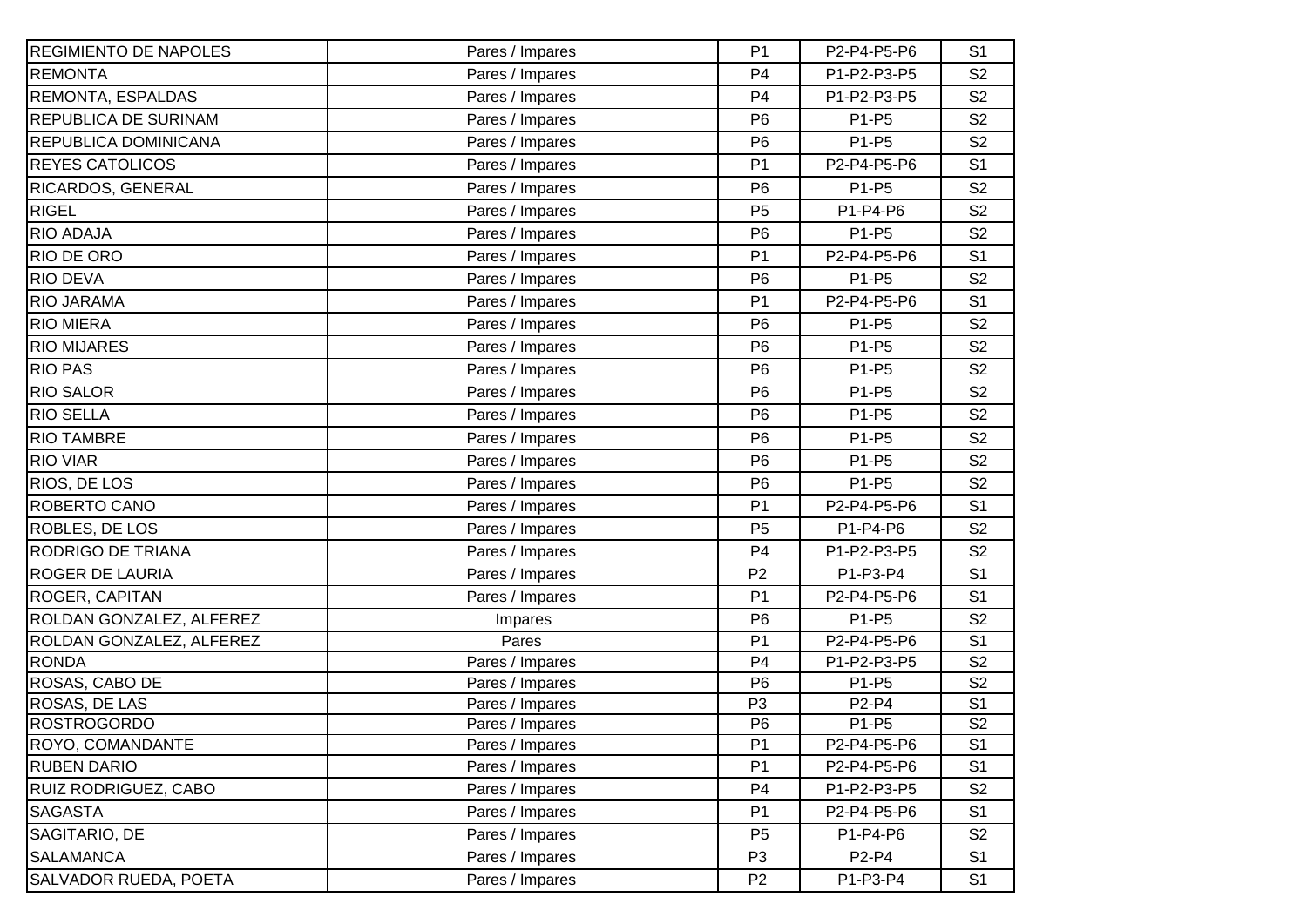| | | | | |
|---|---|---|---|---|
| REGIMIENTO DE NAPOLES | Pares / Impares | P1 | P2-P4-P5-P6 | S1 |
| REMONTA | Pares / Impares | P4 | P1-P2-P3-P5 | S2 |
| REMONTA, ESPALDAS | Pares / Impares | P4 | P1-P2-P3-P5 | S2 |
| REPUBLICA DE SURINAM | Pares / Impares | P6 | P1-P5 | S2 |
| REPUBLICA DOMINICANA | Pares / Impares | P6 | P1-P5 | S2 |
| REYES CATOLICOS | Pares / Impares | P1 | P2-P4-P5-P6 | S1 |
| RICARDOS, GENERAL | Pares / Impares | P6 | P1-P5 | S2 |
| RIGEL | Pares / Impares | P5 | P1-P4-P6 | S2 |
| RIO ADAJA | Pares / Impares | P6 | P1-P5 | S2 |
| RIO DE ORO | Pares / Impares | P1 | P2-P4-P5-P6 | S1 |
| RIO DEVA | Pares / Impares | P6 | P1-P5 | S2 |
| RIO JARAMA | Pares / Impares | P1 | P2-P4-P5-P6 | S1 |
| RIO MIERA | Pares / Impares | P6 | P1-P5 | S2 |
| RIO MIJARES | Pares / Impares | P6 | P1-P5 | S2 |
| RIO PAS | Pares / Impares | P6 | P1-P5 | S2 |
| RIO SALOR | Pares / Impares | P6 | P1-P5 | S2 |
| RIO SELLA | Pares / Impares | P6 | P1-P5 | S2 |
| RIO TAMBRE | Pares / Impares | P6 | P1-P5 | S2 |
| RIO VIAR | Pares / Impares | P6 | P1-P5 | S2 |
| RIOS, DE LOS | Pares / Impares | P6 | P1-P5 | S2 |
| ROBERTO CANO | Pares / Impares | P1 | P2-P4-P5-P6 | S1 |
| ROBLES, DE LOS | Pares / Impares | P5 | P1-P4-P6 | S2 |
| RODRIGO DE TRIANA | Pares / Impares | P4 | P1-P2-P3-P5 | S2 |
| ROGER DE LAURIA | Pares / Impares | P2 | P1-P3-P4 | S1 |
| ROGER, CAPITAN | Pares / Impares | P1 | P2-P4-P5-P6 | S1 |
| ROLDAN GONZALEZ, ALFEREZ | Impares | P6 | P1-P5 | S2 |
| ROLDAN GONZALEZ, ALFEREZ | Pares | P1 | P2-P4-P5-P6 | S1 |
| RONDA | Pares / Impares | P4 | P1-P2-P3-P5 | S2 |
| ROSAS, CABO DE | Pares / Impares | P6 | P1-P5 | S2 |
| ROSAS, DE LAS | Pares / Impares | P3 | P2-P4 | S1 |
| ROSTROGORDO | Pares / Impares | P6 | P1-P5 | S2 |
| ROYO, COMANDANTE | Pares / Impares | P1 | P2-P4-P5-P6 | S1 |
| RUBEN DARIO | Pares / Impares | P1 | P2-P4-P5-P6 | S1 |
| RUIZ RODRIGUEZ, CABO | Pares / Impares | P4 | P1-P2-P3-P5 | S2 |
| SAGASTA | Pares / Impares | P1 | P2-P4-P5-P6 | S1 |
| SAGITARIO, DE | Pares / Impares | P5 | P1-P4-P6 | S2 |
| SALAMANCA | Pares / Impares | P3 | P2-P4 | S1 |
| SALVADOR RUEDA, POETA | Pares / Impares | P2 | P1-P3-P4 | S1 |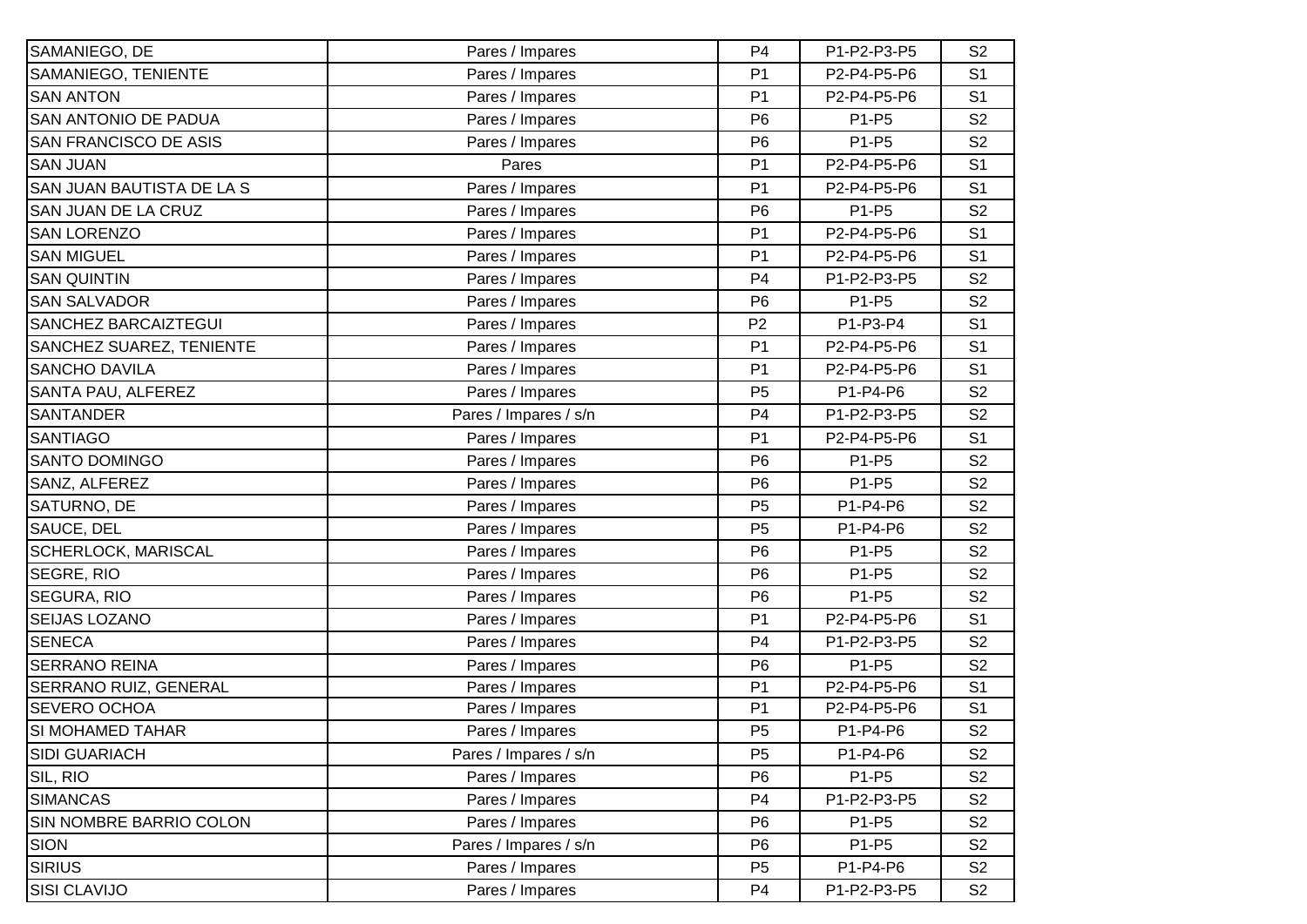| | | | | |
|---|---|---|---|---|
| SAMANIEGO, DE | Pares / Impares | P4 | P1-P2-P3-P5 | S2 |
| SAMANIEGO, TENIENTE | Pares / Impares | P1 | P2-P4-P5-P6 | S1 |
| SAN ANTON | Pares / Impares | P1 | P2-P4-P5-P6 | S1 |
| SAN ANTONIO DE PADUA | Pares / Impares | P6 | P1-P5 | S2 |
| SAN FRANCISCO DE ASIS | Pares / Impares | P6 | P1-P5 | S2 |
| SAN JUAN | Pares | P1 | P2-P4-P5-P6 | S1 |
| SAN JUAN BAUTISTA DE LA S | Pares / Impares | P1 | P2-P4-P5-P6 | S1 |
| SAN JUAN DE LA CRUZ | Pares / Impares | P6 | P1-P5 | S2 |
| SAN LORENZO | Pares / Impares | P1 | P2-P4-P5-P6 | S1 |
| SAN MIGUEL | Pares / Impares | P1 | P2-P4-P5-P6 | S1 |
| SAN QUINTIN | Pares / Impares | P4 | P1-P2-P3-P5 | S2 |
| SAN SALVADOR | Pares / Impares | P6 | P1-P5 | S2 |
| SANCHEZ BARCAIZTEGUI | Pares / Impares | P2 | P1-P3-P4 | S1 |
| SANCHEZ SUAREZ, TENIENTE | Pares / Impares | P1 | P2-P4-P5-P6 | S1 |
| SANCHO DAVILA | Pares / Impares | P1 | P2-P4-P5-P6 | S1 |
| SANTA PAU, ALFEREZ | Pares / Impares | P5 | P1-P4-P6 | S2 |
| SANTANDER | Pares / Impares / s/n | P4 | P1-P2-P3-P5 | S2 |
| SANTIAGO | Pares / Impares | P1 | P2-P4-P5-P6 | S1 |
| SANTO DOMINGO | Pares / Impares | P6 | P1-P5 | S2 |
| SANZ, ALFEREZ | Pares / Impares | P6 | P1-P5 | S2 |
| SATURNO, DE | Pares / Impares | P5 | P1-P4-P6 | S2 |
| SAUCE, DEL | Pares / Impares | P5 | P1-P4-P6 | S2 |
| SCHERLOCK, MARISCAL | Pares / Impares | P6 | P1-P5 | S2 |
| SEGRE, RIO | Pares / Impares | P6 | P1-P5 | S2 |
| SEGURA, RIO | Pares / Impares | P6 | P1-P5 | S2 |
| SEIJAS LOZANO | Pares / Impares | P1 | P2-P4-P5-P6 | S1 |
| SENECA | Pares / Impares | P4 | P1-P2-P3-P5 | S2 |
| SERRANO REINA | Pares / Impares | P6 | P1-P5 | S2 |
| SERRANO RUIZ, GENERAL | Pares / Impares | P1 | P2-P4-P5-P6 | S1 |
| SEVERO OCHOA | Pares / Impares | P1 | P2-P4-P5-P6 | S1 |
| SI MOHAMED TAHAR | Pares / Impares | P5 | P1-P4-P6 | S2 |
| SIDI GUARIACH | Pares / Impares / s/n | P5 | P1-P4-P6 | S2 |
| SIL, RIO | Pares / Impares | P6 | P1-P5 | S2 |
| SIMANCAS | Pares / Impares | P4 | P1-P2-P3-P5 | S2 |
| SIN NOMBRE BARRIO COLON | Pares / Impares | P6 | P1-P5 | S2 |
| SION | Pares / Impares / s/n | P6 | P1-P5 | S2 |
| SIRIUS | Pares / Impares | P5 | P1-P4-P6 | S2 |
| SISI CLAVIJO | Pares / Impares | P4 | P1-P2-P3-P5 | S2 |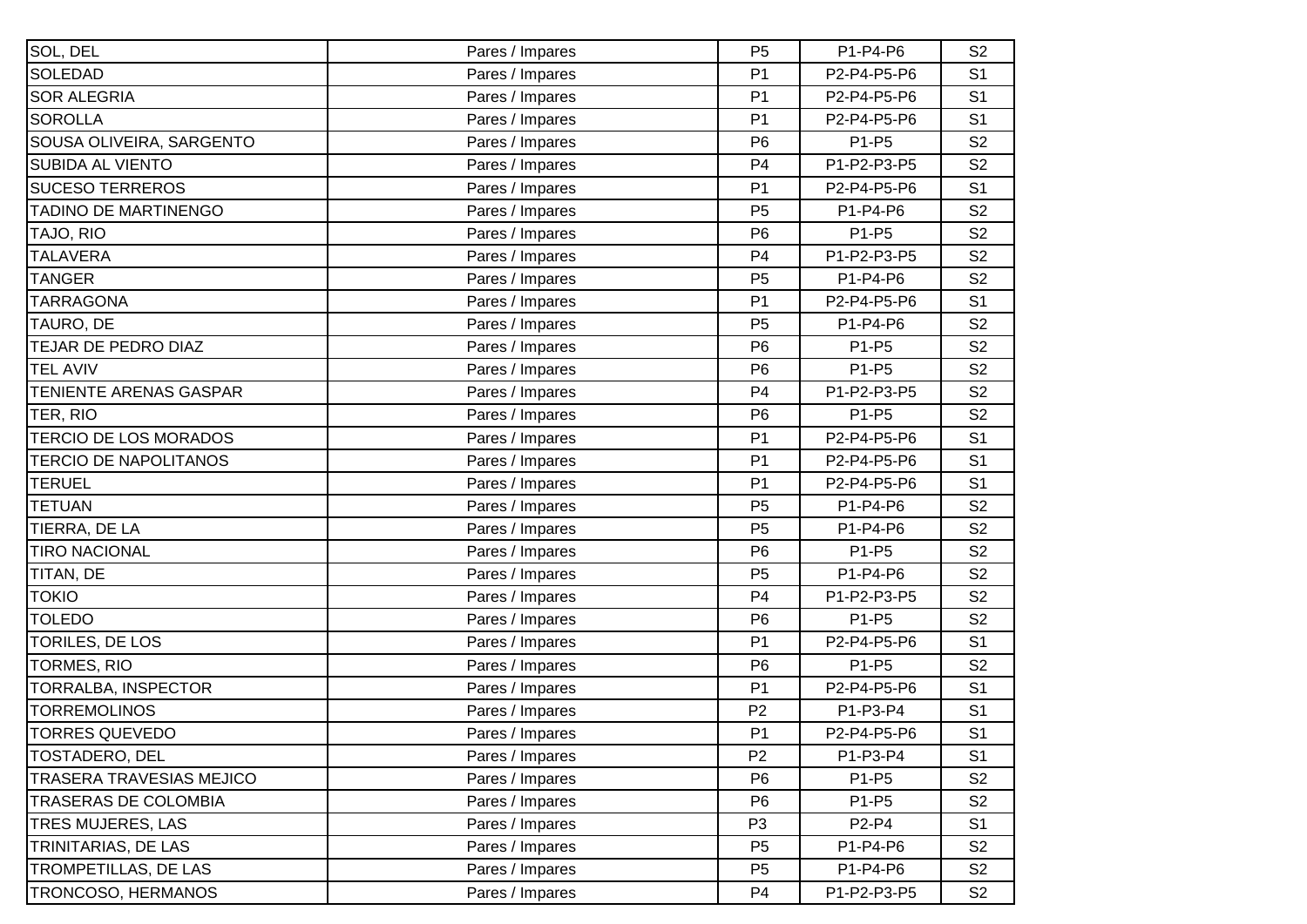| | | | | |
|---|---|---|---|---|
| SOL, DEL | Pares / Impares | P5 | P1-P4-P6 | S2 |
| SOLEDAD | Pares / Impares | P1 | P2-P4-P5-P6 | S1 |
| SOR ALEGRIA | Pares / Impares | P1 | P2-P4-P5-P6 | S1 |
| SOROLLA | Pares / Impares | P1 | P2-P4-P5-P6 | S1 |
| SOUSA OLIVEIRA, SARGENTO | Pares / Impares | P6 | P1-P5 | S2 |
| SUBIDA AL VIENTO | Pares / Impares | P4 | P1-P2-P3-P5 | S2 |
| SUCESO TERREROS | Pares / Impares | P1 | P2-P4-P5-P6 | S1 |
| TADINO DE MARTINENGO | Pares / Impares | P5 | P1-P4-P6 | S2 |
| TAJO, RIO | Pares / Impares | P6 | P1-P5 | S2 |
| TALAVERA | Pares / Impares | P4 | P1-P2-P3-P5 | S2 |
| TANGER | Pares / Impares | P5 | P1-P4-P6 | S2 |
| TARRAGONA | Pares / Impares | P1 | P2-P4-P5-P6 | S1 |
| TAURO, DE | Pares / Impares | P5 | P1-P4-P6 | S2 |
| TEJAR DE PEDRO DIAZ | Pares / Impares | P6 | P1-P5 | S2 |
| TEL AVIV | Pares / Impares | P6 | P1-P5 | S2 |
| TENIENTE ARENAS GASPAR | Pares / Impares | P4 | P1-P2-P3-P5 | S2 |
| TER, RIO | Pares / Impares | P6 | P1-P5 | S2 |
| TERCIO DE LOS MORADOS | Pares / Impares | P1 | P2-P4-P5-P6 | S1 |
| TERCIO DE NAPOLITANOS | Pares / Impares | P1 | P2-P4-P5-P6 | S1 |
| TERUEL | Pares / Impares | P1 | P2-P4-P5-P6 | S1 |
| TETUAN | Pares / Impares | P5 | P1-P4-P6 | S2 |
| TIERRA, DE LA | Pares / Impares | P5 | P1-P4-P6 | S2 |
| TIRO NACIONAL | Pares / Impares | P6 | P1-P5 | S2 |
| TITAN, DE | Pares / Impares | P5 | P1-P4-P6 | S2 |
| TOKIO | Pares / Impares | P4 | P1-P2-P3-P5 | S2 |
| TOLEDO | Pares / Impares | P6 | P1-P5 | S2 |
| TORILES, DE LOS | Pares / Impares | P1 | P2-P4-P5-P6 | S1 |
| TORMES, RIO | Pares / Impares | P6 | P1-P5 | S2 |
| TORRALBA, INSPECTOR | Pares / Impares | P1 | P2-P4-P5-P6 | S1 |
| TORREMOLINOS | Pares / Impares | P2 | P1-P3-P4 | S1 |
| TORRES QUEVEDO | Pares / Impares | P1 | P2-P4-P5-P6 | S1 |
| TOSTADERO, DEL | Pares / Impares | P2 | P1-P3-P4 | S1 |
| TRASERA TRAVESIAS MEJICO | Pares / Impares | P6 | P1-P5 | S2 |
| TRASERAS DE COLOMBIA | Pares / Impares | P6 | P1-P5 | S2 |
| TRES MUJERES, LAS | Pares / Impares | P3 | P2-P4 | S1 |
| TRINITARIAS, DE LAS | Pares / Impares | P5 | P1-P4-P6 | S2 |
| TROMPETILLAS, DE LAS | Pares / Impares | P5 | P1-P4-P6 | S2 |
| TRONCOSO, HERMANOS | Pares / Impares | P4 | P1-P2-P3-P5 | S2 |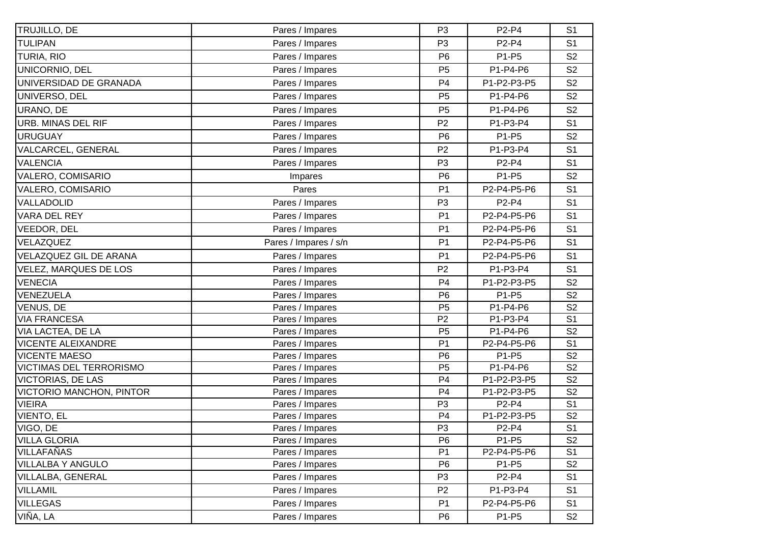| | | | | |
|---|---|---|---|---|
| TRUJILLO, DE | Pares / Impares | P3 | P2-P4 | S1 |
| TULIPAN | Pares / Impares | P3 | P2-P4 | S1 |
| TURIA, RIO | Pares / Impares | P6 | P1-P5 | S2 |
| UNICORNIO, DEL | Pares / Impares | P5 | P1-P4-P6 | S2 |
| UNIVERSIDAD DE GRANADA | Pares / Impares | P4 | P1-P2-P3-P5 | S2 |
| UNIVERSO, DEL | Pares / Impares | P5 | P1-P4-P6 | S2 |
| URANO, DE | Pares / Impares | P5 | P1-P4-P6 | S2 |
| URB. MINAS DEL RIF | Pares / Impares | P2 | P1-P3-P4 | S1 |
| URUGUAY | Pares / Impares | P6 | P1-P5 | S2 |
| VALCARCEL, GENERAL | Pares / Impares | P2 | P1-P3-P4 | S1 |
| VALENCIA | Pares / Impares | P3 | P2-P4 | S1 |
| VALERO, COMISARIO | Impares | P6 | P1-P5 | S2 |
| VALERO, COMISARIO | Pares | P1 | P2-P4-P5-P6 | S1 |
| VALLADOLID | Pares / Impares | P3 | P2-P4 | S1 |
| VARA DEL REY | Pares / Impares | P1 | P2-P4-P5-P6 | S1 |
| VEEDOR, DEL | Pares / Impares | P1 | P2-P4-P5-P6 | S1 |
| VELAZQUEZ | Pares / Impares / s/n | P1 | P2-P4-P5-P6 | S1 |
| VELAZQUEZ GIL DE ARANA | Pares / Impares | P1 | P2-P4-P5-P6 | S1 |
| VELEZ, MARQUES DE LOS | Pares / Impares | P2 | P1-P3-P4 | S1 |
| VENECIA | Pares / Impares | P4 | P1-P2-P3-P5 | S2 |
| VENEZUELA | Pares / Impares | P6 | P1-P5 | S2 |
| VENUS, DE | Pares / Impares | P5 | P1-P4-P6 | S2 |
| VIA FRANCESA | Pares / Impares | P2 | P1-P3-P4 | S1 |
| VIA LACTEA, DE LA | Pares / Impares | P5 | P1-P4-P6 | S2 |
| VICENTE ALEIXANDRE | Pares / Impares | P1 | P2-P4-P5-P6 | S1 |
| VICENTE MAESO | Pares / Impares | P6 | P1-P5 | S2 |
| VICTIMAS DEL TERRORISMO | Pares / Impares | P5 | P1-P4-P6 | S2 |
| VICTORIAS, DE LAS | Pares / Impares | P4 | P1-P2-P3-P5 | S2 |
| VICTORIO MANCHON, PINTOR | Pares / Impares | P4 | P1-P2-P3-P5 | S2 |
| VIEIRA | Pares / Impares | P3 | P2-P4 | S1 |
| VIENTO, EL | Pares / Impares | P4 | P1-P2-P3-P5 | S2 |
| VIGO, DE | Pares / Impares | P3 | P2-P4 | S1 |
| VILLA GLORIA | Pares / Impares | P6 | P1-P5 | S2 |
| VILLAFAÑAS | Pares / Impares | P1 | P2-P4-P5-P6 | S1 |
| VILLALBA Y ANGULO | Pares / Impares | P6 | P1-P5 | S2 |
| VILLALBA, GENERAL | Pares / Impares | P3 | P2-P4 | S1 |
| VILLAMIL | Pares / Impares | P2 | P1-P3-P4 | S1 |
| VILLEGAS | Pares / Impares | P1 | P2-P4-P5-P6 | S1 |
| VIÑA, LA | Pares / Impares | P6 | P1-P5 | S2 |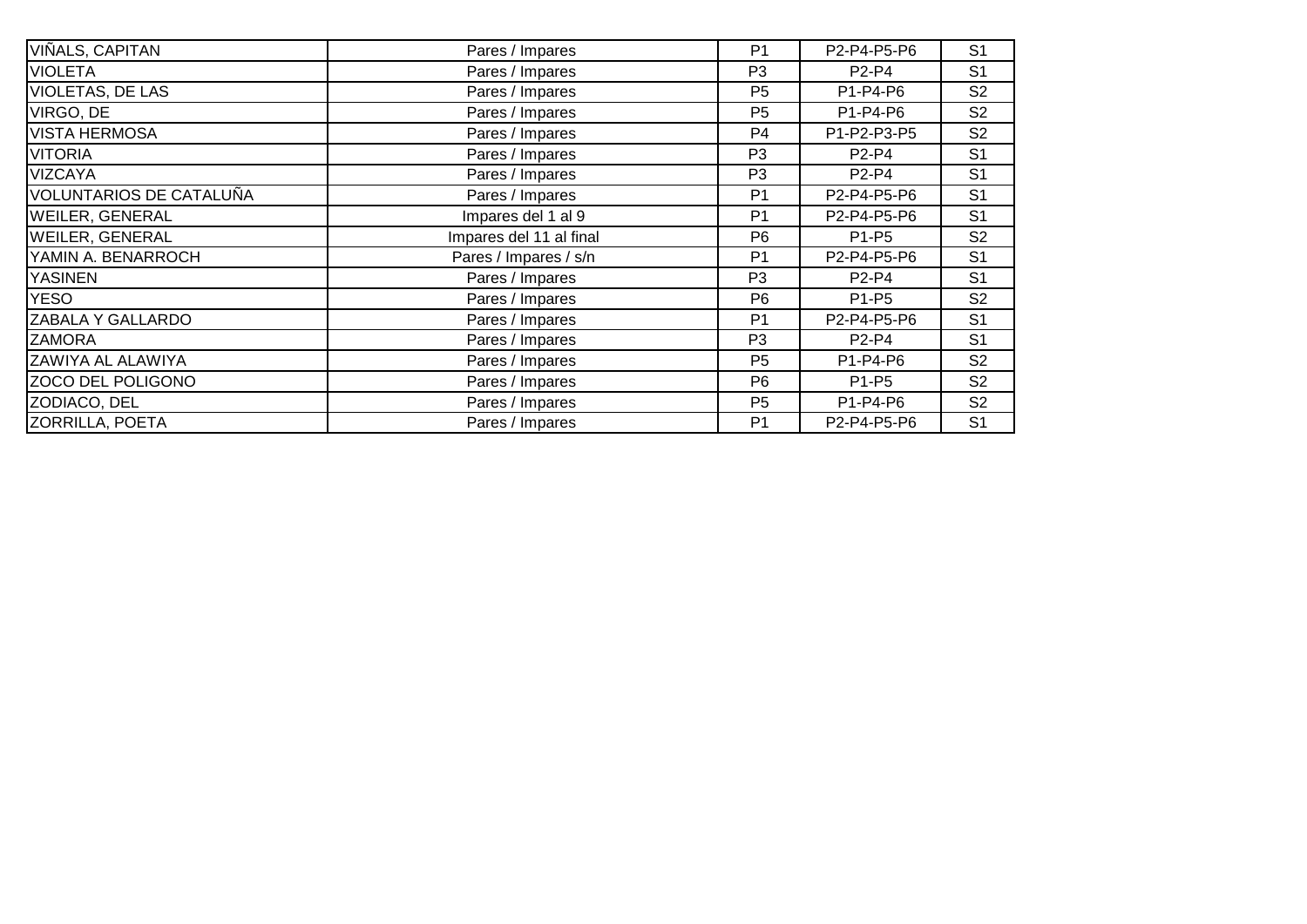| | | | | |
|---|---|---|---|---|
| VIÑALS, CAPITAN | Pares / Impares | P1 | P2-P4-P5-P6 | S1 |
| VIOLETA | Pares / Impares | P3 | P2-P4 | S1 |
| VIOLETAS, DE LAS | Pares / Impares | P5 | P1-P4-P6 | S2 |
| VIRGO, DE | Pares / Impares | P5 | P1-P4-P6 | S2 |
| VISTA HERMOSA | Pares / Impares | P4 | P1-P2-P3-P5 | S2 |
| VITORIA | Pares / Impares | P3 | P2-P4 | S1 |
| VIZCAYA | Pares / Impares | P3 | P2-P4 | S1 |
| VOLUNTARIOS DE CATALUÑA | Pares / Impares | P1 | P2-P4-P5-P6 | S1 |
| WEILER, GENERAL | Impares del 1 al 9 | P1 | P2-P4-P5-P6 | S1 |
| WEILER, GENERAL | Impares del 11 al final | P6 | P1-P5 | S2 |
| YAMIN A. BENARROCH | Pares / Impares / s/n | P1 | P2-P4-P5-P6 | S1 |
| YASINEN | Pares / Impares | P3 | P2-P4 | S1 |
| YESO | Pares / Impares | P6 | P1-P5 | S2 |
| ZABALA Y GALLARDO | Pares / Impares | P1 | P2-P4-P5-P6 | S1 |
| ZAMORA | Pares / Impares | P3 | P2-P4 | S1 |
| ZAWIYA AL ALAWIYA | Pares / Impares | P5 | P1-P4-P6 | S2 |
| ZOCO DEL POLIGONO | Pares / Impares | P6 | P1-P5 | S2 |
| ZODIACO, DEL | Pares / Impares | P5 | P1-P4-P6 | S2 |
| ZORRILLA, POETA | Pares / Impares | P1 | P2-P4-P5-P6 | S1 |